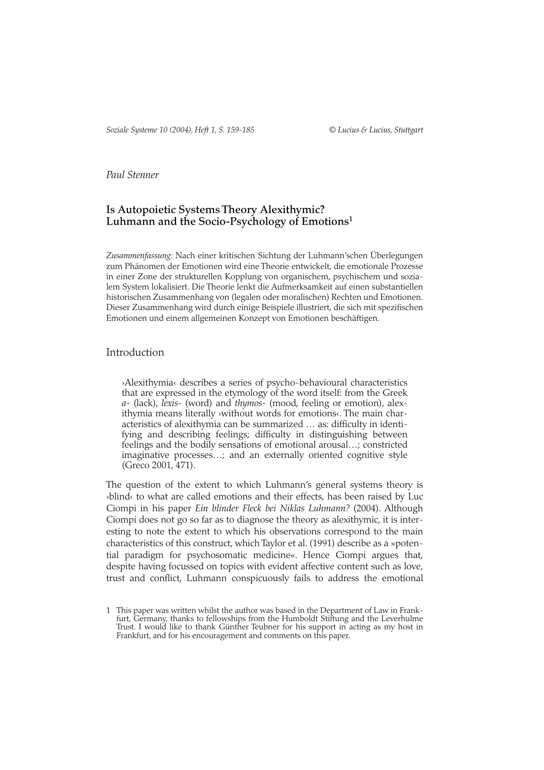*Paul Stenner*

# Is Autopoietic Systems Theory Alexithymic? Luhmann and the Socio-Psychology of Emotions[1]

*Zusammenfassung:* Nach einer kritischen Sichtung der Luhmann'schen Überlegungen zum Phänomen der Emotionen wird eine Theorie entwickelt, die emotionale Prozesse in einer Zone der strukturellen Kopplung von organischem, psychischem und sozialem System lokalisiert. Die Theorie lenkt die Aufmerksamkeit auf einen substantiellen historischen Zusammenhang von (legalen oder moralischen) Rechten und Emotionen. Dieser Zusammenhang wird durch einige Beispiele illustriert, die sich mit spezifischen Emotionen und einem allgemeinen Konzept von Emotionen beschäftigen.

## Introduction

> ›Alexithymia‹ describes a series of psycho-behavioural characteristics that are expressed in the etymology of the word itself: from the Greek *a*- (lack), *lexis*- (word) and *thymos*- (mood, feeling or emotion), alexithymia means literally ›without words for emotions‹. The main characteristics of alexithymia can be summarized … as: difficulty in identifying and describing feelings; difficulty in distinguishing between feelings and the bodily sensations of emotional arousal…; constricted imaginative processes…; and an externally oriented cognitive style (Greco 2001, 471).

The question of the extent to which Luhmann's general systems theory is ›blind‹ to what are called emotions and their effects, has been raised by Luc Ciompi in his paper *Ein blinder Fleck bei Niklas Luhmann?* (2004). Although Ciompi does not go so far as to diagnose the theory as alexithymic, it is interesting to note the extent to which his observations correspond to the main characteristics of this construct, which Taylor et al. (1991) describe as a »potential paradigm for psychosomatic medicine«. Hence Ciompi argues that, despite having focussed on topics with evident affective content such as love, trust and conflict, Luhmann conspicuously fails to address the emotional

[1] This paper was written whilst the author was based in the Department of Law in Frankfurt, Germany, thanks to fellowships from the Humboldt Stiftung and the Leverhulme Trust. I would like to thank Günther Teubner for his support in acting as my host in Frankfurt, and for his encouragement and comments on this paper.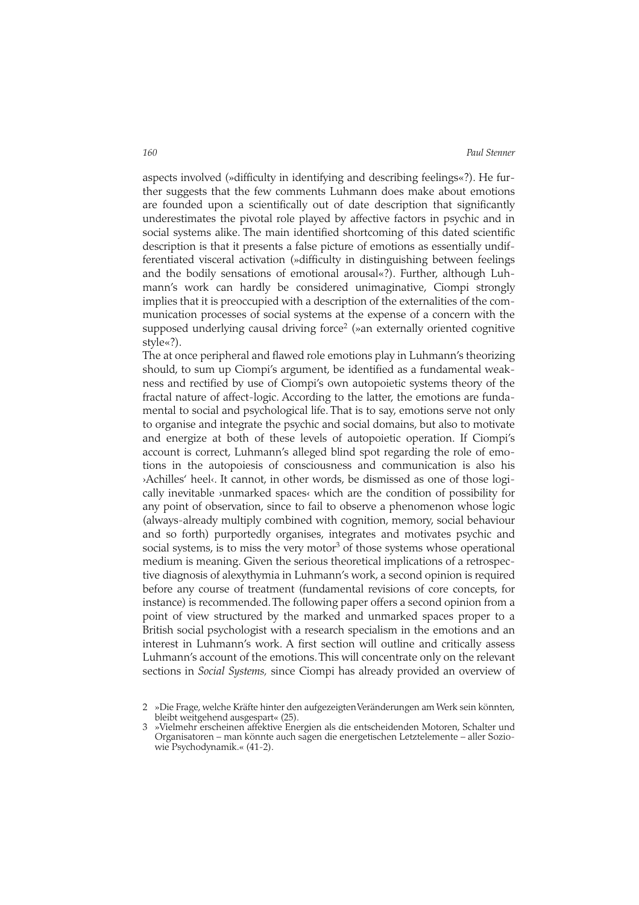aspects involved (»difficulty in identifying and describing feelings«?). He further suggests that the few comments Luhmann does make about emotions are founded upon a scientifically out of date description that significantly underestimates the pivotal role played by affective factors in psychic and in social systems alike. The main identified shortcoming of this dated scientific description is that it presents a false picture of emotions as essentially undifferentiated visceral activation (»difficulty in distinguishing between feelings and the bodily sensations of emotional arousal«?). Further, although Luhmann's work can hardly be considered unimaginative, Ciompi strongly implies that it is preoccupied with a description of the externalities of the communication processes of social systems at the expense of a concern with the supposed underlying causal driving force[2] (»an externally oriented cognitive style«?).

The at once peripheral and flawed role emotions play in Luhmann's theorizing should, to sum up Ciompi's argument, be identified as a fundamental weakness and rectified by use of Ciompi's own autopoietic systems theory of the fractal nature of affect-logic. According to the latter, the emotions are fundamental to social and psychological life. That is to say, emotions serve not only to organise and integrate the psychic and social domains, but also to motivate and energize at both of these levels of autopoietic operation. If Ciompi's account is correct, Luhmann's alleged blind spot regarding the role of emotions in the autopoiesis of consciousness and communication is also his ›Achilles' heel‹. It cannot, in other words, be dismissed as one of those logically inevitable ›unmarked spaces‹ which are the condition of possibility for any point of observation, since to fail to observe a phenomenon whose logic (always-already multiply combined with cognition, memory, social behaviour and so forth) purportedly organises, integrates and motivates psychic and social systems, is to miss the very motor[3] of those systems whose operational medium is meaning. Given the serious theoretical implications of a retrospective diagnosis of alexythymia in Luhmann's work, a second opinion is required before any course of treatment (fundamental revisions of core concepts, for instance) is recommended. The following paper offers a second opinion from a point of view structured by the marked and unmarked spaces proper to a British social psychologist with a research specialism in the emotions and an interest in Luhmann's work. A first section will outline and critically assess Luhmann's account of the emotions. This will concentrate only on the relevant sections in *Social Systems,* since Ciompi has already provided an overview of

2 »Die Frage, welche Kräfte hinter den aufgezeigten Veränderungen am Werk sein könnten, bleibt weitgehend ausgespart« (25).

3 »Vielmehr erscheinen affektive Energien als die entscheidenden Motoren, Schalter und Organisatoren – man könnte auch sagen die energetischen Letztelemente – aller Sozio- wie Psychodynamik.« (41-2).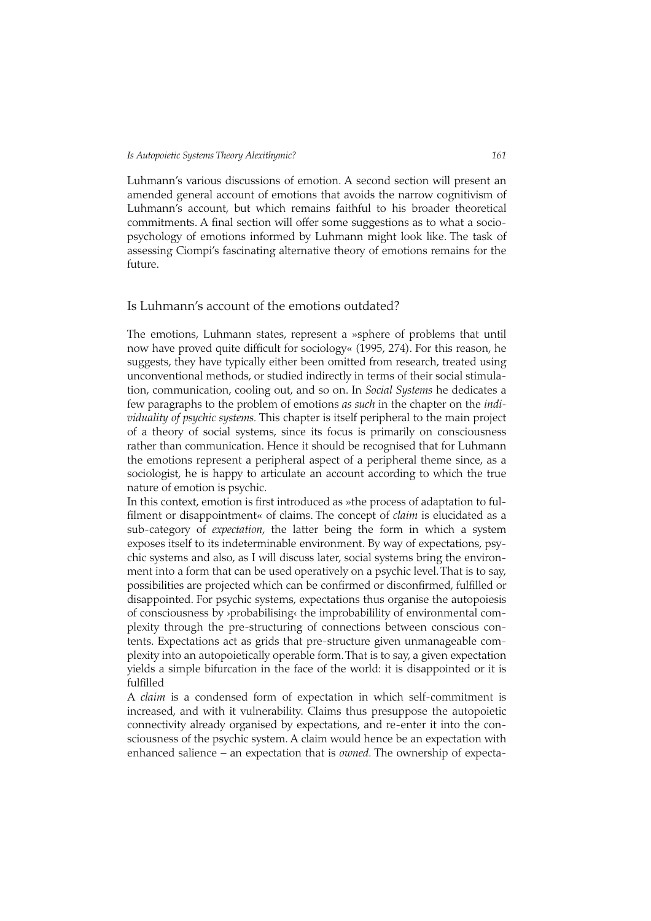Luhmann's various discussions of emotion. A second section will present an amended general account of emotions that avoids the narrow cognitivism of Luhmann's account, but which remains faithful to his broader theoretical commitments. A final section will offer some suggestions as to what a socio-psychology of emotions informed by Luhmann might look like. The task of assessing Ciompi's fascinating alternative theory of emotions remains for the future.

## Is Luhmann's account of the emotions outdated?

The emotions, Luhmann states, represent a »sphere of problems that until now have proved quite difficult for sociology« (1995, 274). For this reason, he suggests, they have typically either been omitted from research, treated using unconventional methods, or studied indirectly in terms of their social stimulation, communication, cooling out, and so on. In *Social Systems* he dedicates a few paragraphs to the problem of emotions *as such* in the chapter on the *individuality of psychic systems.* This chapter is itself peripheral to the main project of a theory of social systems, since its focus is primarily on consciousness rather than communication. Hence it should be recognised that for Luhmann the emotions represent a peripheral aspect of a peripheral theme since, as a sociologist, he is happy to articulate an account according to which the true nature of emotion is psychic.

In this context, emotion is first introduced as »the process of adaptation to fulfilment or disappointment« of claims. The concept of *claim* is elucidated as a sub-category of *expectation*, the latter being the form in which a system exposes itself to its indeterminable environment. By way of expectations, psychic systems and also, as I will discuss later, social systems bring the environment into a form that can be used operatively on a psychic level. That is to say, possibilities are projected which can be confirmed or disconfirmed, fulfilled or disappointed. For psychic systems, expectations thus organise the autopoiesis of consciousness by ›probabilising‹ the improbabilility of environmental complexity through the pre-structuring of connections between conscious contents. Expectations act as grids that pre-structure given unmanageable complexity into an autopoietically operable form. That is to say, a given expectation yields a simple bifurcation in the face of the world: it is disappointed or it is fulfilled

A *claim* is a condensed form of expectation in which self-commitment is increased, and with it vulnerability. Claims thus presuppose the autopoietic connectivity already organised by expectations, and re-enter it into the consciousness of the psychic system. A claim would hence be an expectation with enhanced salience – an expectation that is *owned.* The ownership of expecta-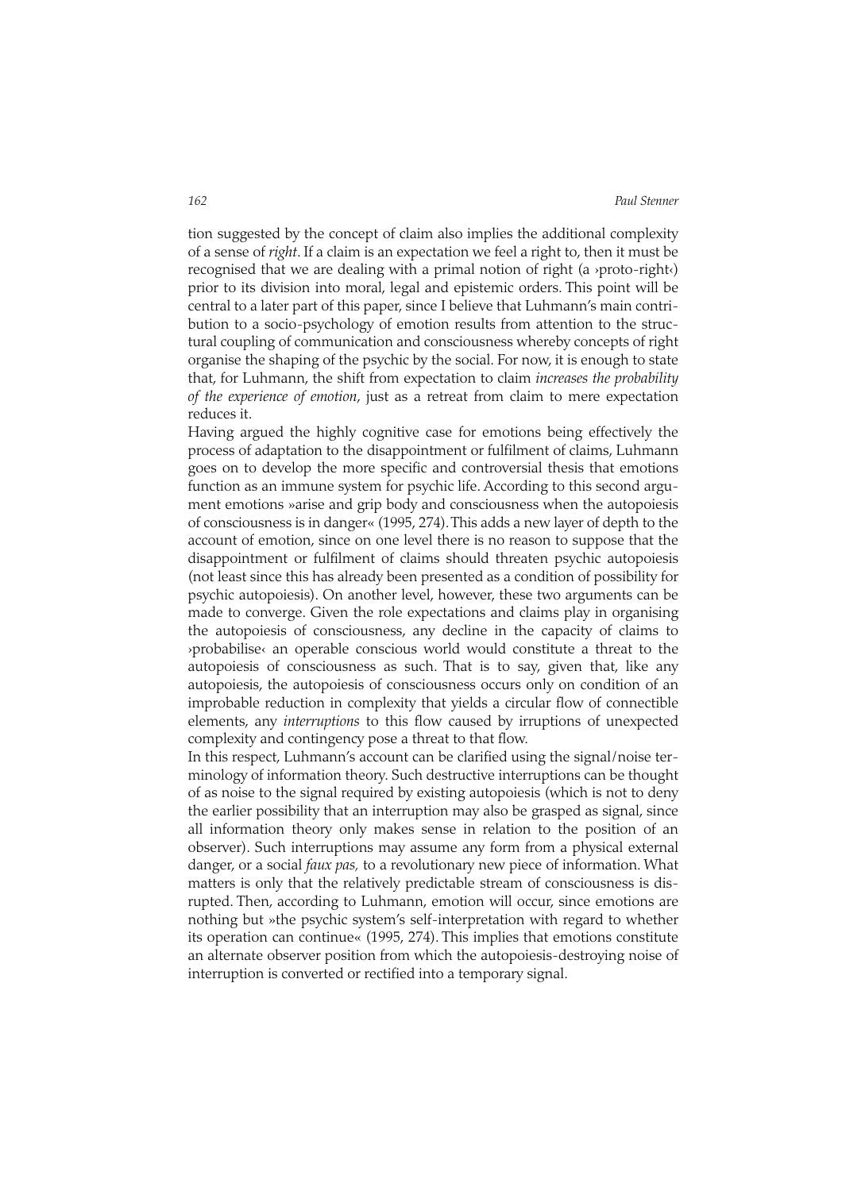tion suggested by the concept of claim also implies the additional complexity of a sense of *right*. If a claim is an expectation we feel a right to, then it must be recognised that we are dealing with a primal notion of right (a ›proto-right‹) prior to its division into moral, legal and epistemic orders. This point will be central to a later part of this paper, since I believe that Luhmann's main contribution to a socio-psychology of emotion results from attention to the structural coupling of communication and consciousness whereby concepts of right organise the shaping of the psychic by the social. For now, it is enough to state that, for Luhmann, the shift from expectation to claim *increases the probability of the experience of emotion*, just as a retreat from claim to mere expectation reduces it.

Having argued the highly cognitive case for emotions being effectively the process of adaptation to the disappointment or fulfilment of claims, Luhmann goes on to develop the more specific and controversial thesis that emotions function as an immune system for psychic life. According to this second argument emotions »arise and grip body and consciousness when the autopoiesis of consciousness is in danger« (1995, 274). This adds a new layer of depth to the account of emotion, since on one level there is no reason to suppose that the disappointment or fulfilment of claims should threaten psychic autopoiesis (not least since this has already been presented as a condition of possibility for psychic autopoiesis). On another level, however, these two arguments can be made to converge. Given the role expectations and claims play in organising the autopoiesis of consciousness, any decline in the capacity of claims to ›probabilise‹ an operable conscious world would constitute a threat to the autopoiesis of consciousness as such. That is to say, given that, like any autopoiesis, the autopoiesis of consciousness occurs only on condition of an improbable reduction in complexity that yields a circular flow of connectible elements, any *interruptions* to this flow caused by irruptions of unexpected complexity and contingency pose a threat to that flow.

In this respect, Luhmann's account can be clarified using the signal/noise terminology of information theory. Such destructive interruptions can be thought of as noise to the signal required by existing autopoiesis (which is not to deny the earlier possibility that an interruption may also be grasped as signal, since all information theory only makes sense in relation to the position of an observer). Such interruptions may assume any form from a physical external danger, or a social *faux pas,* to a revolutionary new piece of information. What matters is only that the relatively predictable stream of consciousness is disrupted. Then, according to Luhmann, emotion will occur, since emotions are nothing but »the psychic system's self-interpretation with regard to whether its operation can continue« (1995, 274). This implies that emotions constitute an alternate observer position from which the autopoiesis-destroying noise of interruption is converted or rectified into a temporary signal.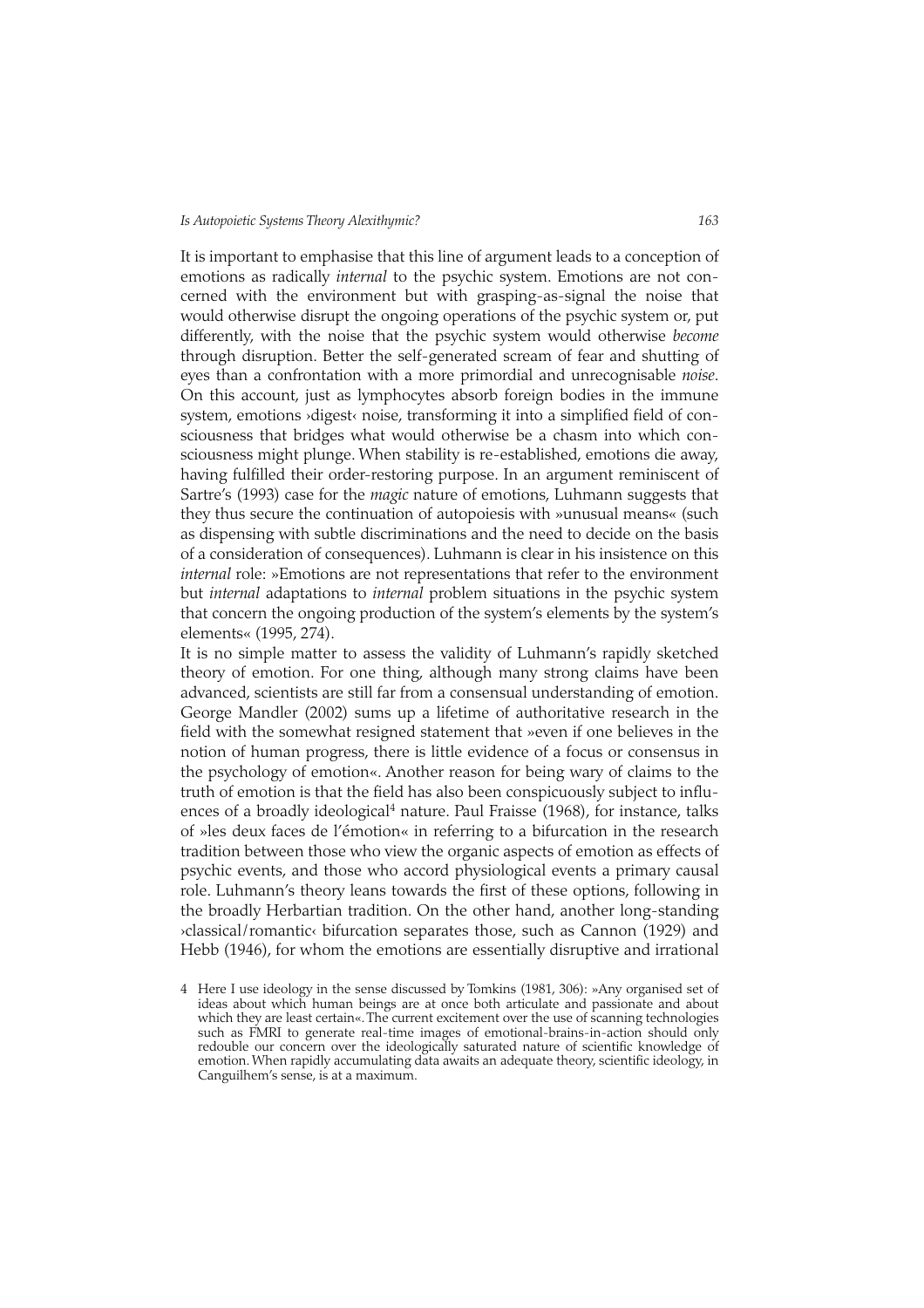It is important to emphasise that this line of argument leads to a conception of emotions as radically *internal* to the psychic system. Emotions are not concerned with the environment but with grasping-as-signal the noise that would otherwise disrupt the ongoing operations of the psychic system or, put differently, with the noise that the psychic system would otherwise *become* through disruption. Better the self-generated scream of fear and shutting of eyes than a confrontation with a more primordial and unrecognisable *noise*. On this account, just as lymphocytes absorb foreign bodies in the immune system, emotions ›digest‹ noise, transforming it into a simplified field of consciousness that bridges what would otherwise be a chasm into which consciousness might plunge. When stability is re-established, emotions die away, having fulfilled their order-restoring purpose. In an argument reminiscent of Sartre's (1993) case for the *magic* nature of emotions, Luhmann suggests that they thus secure the continuation of autopoiesis with »unusual means« (such as dispensing with subtle discriminations and the need to decide on the basis of a consideration of consequences). Luhmann is clear in his insistence on this *internal* role: »Emotions are not representations that refer to the environment but *internal* adaptations to *internal* problem situations in the psychic system that concern the ongoing production of the system's elements by the system's elements« (1995, 274).

It is no simple matter to assess the validity of Luhmann's rapidly sketched theory of emotion. For one thing, although many strong claims have been advanced, scientists are still far from a consensual understanding of emotion. George Mandler (2002) sums up a lifetime of authoritative research in the field with the somewhat resigned statement that »even if one believes in the notion of human progress, there is little evidence of a focus or consensus in the psychology of emotion«. Another reason for being wary of claims to the truth of emotion is that the field has also been conspicuously subject to influences of a broadly ideological[4] nature. Paul Fraisse (1968), for instance, talks of »les deux faces de l'émotion« in referring to a bifurcation in the research tradition between those who view the organic aspects of emotion as effects of psychic events, and those who accord physiological events a primary causal role. Luhmann's theory leans towards the first of these options, following in the broadly Herbartian tradition. On the other hand, another long-standing ›classical/romantic‹ bifurcation separates those, such as Cannon (1929) and Hebb (1946), for whom the emotions are essentially disruptive and irrational

4 Here I use ideology in the sense discussed by Tomkins (1981, 306): »Any organised set of ideas about which human beings are at once both articulate and passionate and about which they are least certain«. The current excitement over the use of scanning technologies such as FMRI to generate real-time images of emotional-brains-in-action should only redouble our concern over the ideologically saturated nature of scientific knowledge of emotion. When rapidly accumulating data awaits an adequate theory, scientific ideology, in Canguilhem's sense, is at a maximum.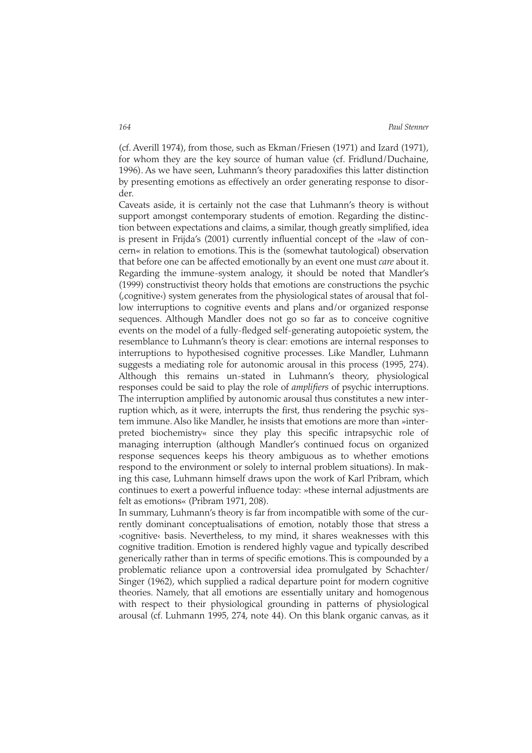(cf. Averill 1974), from those, such as Ekman/Friesen (1971) and Izard (1971), for whom they are the key source of human value (cf. Fridlund/Duchaine, 1996). As we have seen, Luhmann's theory paradoxifies this latter distinction by presenting emotions as effectively an order generating response to disorder.

Caveats aside, it is certainly not the case that Luhmann's theory is without support amongst contemporary students of emotion. Regarding the distinction between expectations and claims, a similar, though greatly simplified, idea is present in Frijda's (2001) currently influential concept of the »law of concern« in relation to emotions. This is the (somewhat tautological) observation that before one can be affected emotionally by an event one must *care* about it. Regarding the immune-system analogy, it should be noted that Mandler's (1999) constructivist theory holds that emotions are constructions the psychic (,cognitive‹) system generates from the physiological states of arousal that follow interruptions to cognitive events and plans and/or organized response sequences. Although Mandler does not go so far as to conceive cognitive events on the model of a fully-fledged self-generating autopoietic system, the resemblance to Luhmann's theory is clear: emotions are internal responses to interruptions to hypothesised cognitive processes. Like Mandler, Luhmann suggests a mediating role for autonomic arousal in this process (1995, 274). Although this remains un-stated in Luhmann's theory, physiological responses could be said to play the role of *amplifiers* of psychic interruptions. The interruption amplified by autonomic arousal thus constitutes a new interruption which, as it were, interrupts the first, thus rendering the psychic system immune. Also like Mandler, he insists that emotions are more than »interpreted biochemistry« since they play this specific intrapsychic role of managing interruption (although Mandler's continued focus on organized response sequences keeps his theory ambiguous as to whether emotions respond to the environment or solely to internal problem situations). In making this case, Luhmann himself draws upon the work of Karl Pribram, which continues to exert a powerful influence today: »these internal adjustments are felt as emotions« (Pribram 1971, 208).

In summary, Luhmann's theory is far from incompatible with some of the currently dominant conceptualisations of emotion, notably those that stress a ›cognitive‹ basis. Nevertheless, to my mind, it shares weaknesses with this cognitive tradition. Emotion is rendered highly vague and typically described generically rather than in terms of specific emotions. This is compounded by a problematic reliance upon a controversial idea promulgated by Schachter/Singer (1962), which supplied a radical departure point for modern cognitive theories. Namely, that all emotions are essentially unitary and homogenous with respect to their physiological grounding in patterns of physiological arousal (cf. Luhmann 1995, 274, note 44). On this blank organic canvas, as it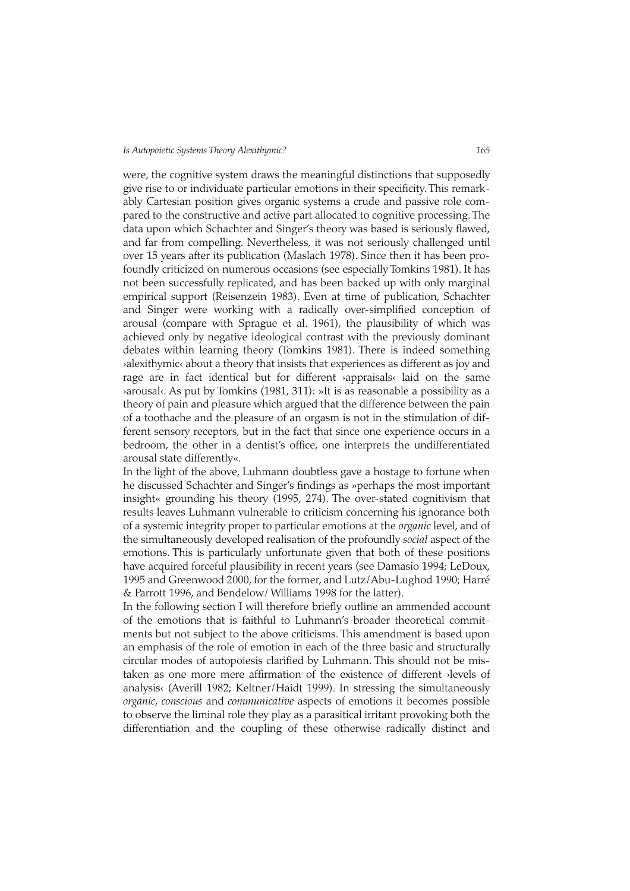were, the cognitive system draws the meaningful distinctions that supposedly give rise to or individuate particular emotions in their specificity. This remarkably Cartesian position gives organic systems a crude and passive role compared to the constructive and active part allocated to cognitive processing. The data upon which Schachter and Singer's theory was based is seriously flawed, and far from compelling. Nevertheless, it was not seriously challenged until over 15 years after its publication (Maslach 1978). Since then it has been profoundly criticized on numerous occasions (see especially Tomkins 1981). It has not been successfully replicated, and has been backed up with only marginal empirical support (Reisenzein 1983). Even at time of publication, Schachter and Singer were working with a radically over-simplified conception of arousal (compare with Sprague et al. 1961), the plausibility of which was achieved only by negative ideological contrast with the previously dominant debates within learning theory (Tomkins 1981). There is indeed something ›alexithymic‹ about a theory that insists that experiences as different as joy and rage are in fact identical but for different ›appraisals‹ laid on the same ›arousal‹. As put by Tomkins (1981, 311): »It is as reasonable a possibility as a theory of pain and pleasure which argued that the difference between the pain of a toothache and the pleasure of an orgasm is not in the stimulation of different sensory receptors, but in the fact that since one experience occurs in a bedroom, the other in a dentist's office, one interprets the undifferentiated arousal state differently«.

In the light of the above, Luhmann doubtless gave a hostage to fortune when he discussed Schachter and Singer's findings as »perhaps the most important insight« grounding his theory (1995, 274). The over-stated cognitivism that results leaves Luhmann vulnerable to criticism concerning his ignorance both of a systemic integrity proper to particular emotions at the *organic* level, and of the simultaneously developed realisation of the profoundly *social* aspect of the emotions. This is particularly unfortunate given that both of these positions have acquired forceful plausibility in recent years (see Damasio 1994; LeDoux, 1995 and Greenwood 2000, for the former, and Lutz/Abu-Lughod 1990; Harré & Parrott 1996, and Bendelow/ Williams 1998 for the latter).

In the following section I will therefore briefly outline an ammended account of the emotions that is faithful to Luhmann's broader theoretical commitments but not subject to the above criticisms. This amendment is based upon an emphasis of the role of emotion in each of the three basic and structurally circular modes of autopoiesis clarified by Luhmann. This should not be mistaken as one more mere affirmation of the existence of different ›levels of analysis‹ (Averill 1982; Keltner/Haidt 1999). In stressing the simultaneously *organic*, *conscious* and *communicative* aspects of emotions it becomes possible to observe the liminal role they play as a parasitical irritant provoking both the differentiation and the coupling of these otherwise radically distinct and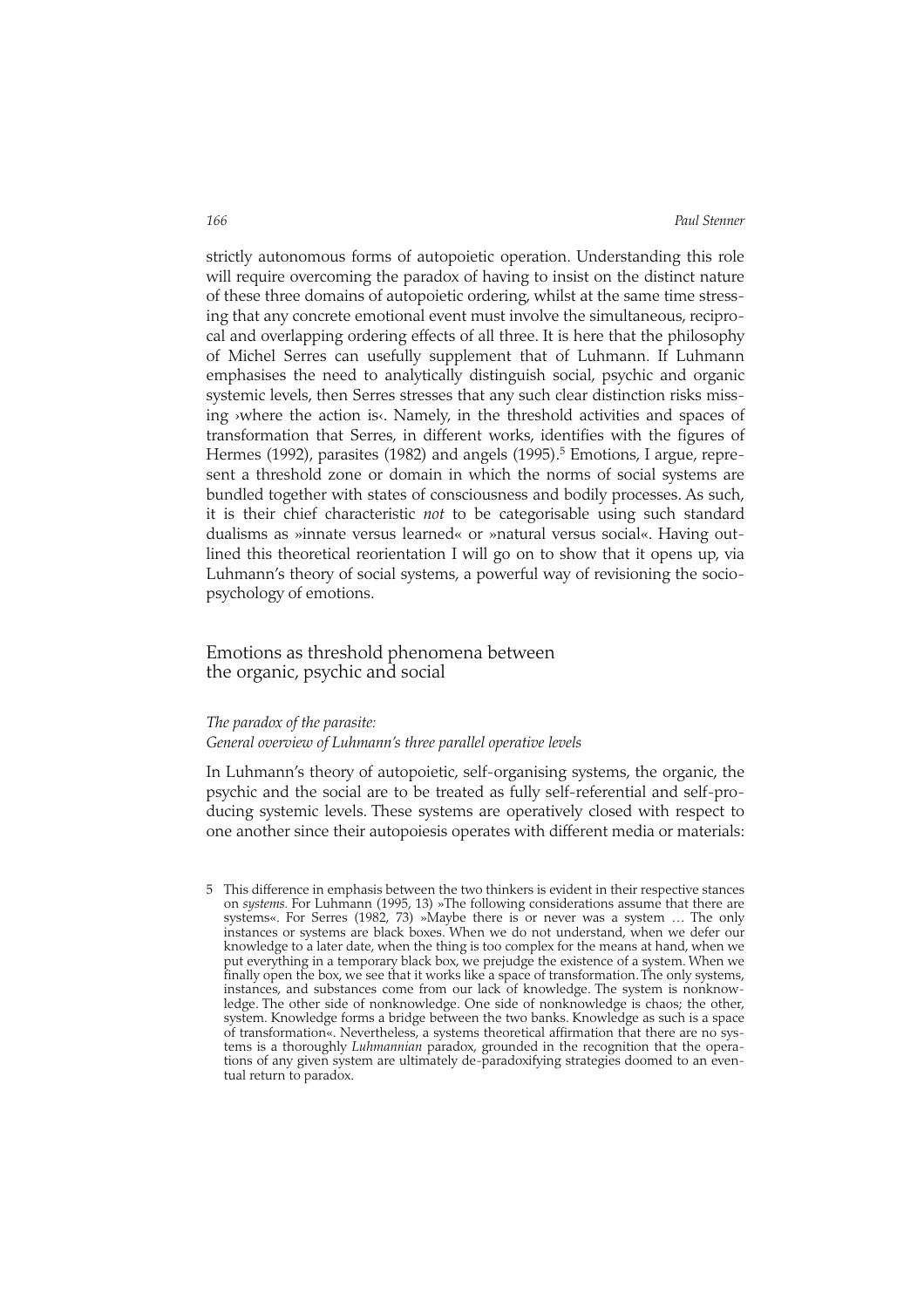strictly autonomous forms of autopoietic operation. Understanding this role will require overcoming the paradox of having to insist on the distinct nature of these three domains of autopoietic ordering, whilst at the same time stressing that any concrete emotional event must involve the simultaneous, reciprocal and overlapping ordering effects of all three. It is here that the philosophy of Michel Serres can usefully supplement that of Luhmann. If Luhmann emphasises the need to analytically distinguish social, psychic and organic systemic levels, then Serres stresses that any such clear distinction risks missing ›where the action is‹. Namely, in the threshold activities and spaces of transformation that Serres, in different works, identifies with the figures of Hermes (1992), parasites (1982) and angels (1995).[5] Emotions, I argue, represent a threshold zone or domain in which the norms of social systems are bundled together with states of consciousness and bodily processes. As such, it is their chief characteristic *not* to be categorisable using such standard dualisms as »innate versus learned« or »natural versus social«. Having outlined this theoretical reorientation I will go on to show that it opens up, via Luhmann's theory of social systems, a powerful way of revisioning the sociopsychology of emotions.

## Emotions as threshold phenomena between the organic, psychic and social

### *The paradox of the parasite: General overview of Luhmann's three parallel operative levels*

In Luhmann's theory of autopoietic, self-organising systems, the organic, the psychic and the social are to be treated as fully self-referential and self-producing systemic levels. These systems are operatively closed with respect to one another since their autopoiesis operates with different media or materials:

5 This difference in emphasis between the two thinkers is evident in their respective stances on *systems.* For Luhmann (1995, 13) »The following considerations assume that there are systems«. For Serres (1982, 73) »Maybe there is or never was a system … The only instances or systems are black boxes. When we do not understand, when we defer our knowledge to a later date, when the thing is too complex for the means at hand, when we put everything in a temporary black box, we prejudge the existence of a system. When we finally open the box, we see that it works like a space of transformation. The only systems, instances, and substances come from our lack of knowledge. The system is nonknowledge. The other side of nonknowledge. One side of nonknowledge is chaos; the other, system. Knowledge forms a bridge between the two banks. Knowledge as such is a space of transformation«. Nevertheless, a systems theoretical affirmation that there are no systems is a thoroughly *Luhmannian* paradox, grounded in the recognition that the operations of any given system are ultimately de-paradoxifying strategies doomed to an eventual return to paradox.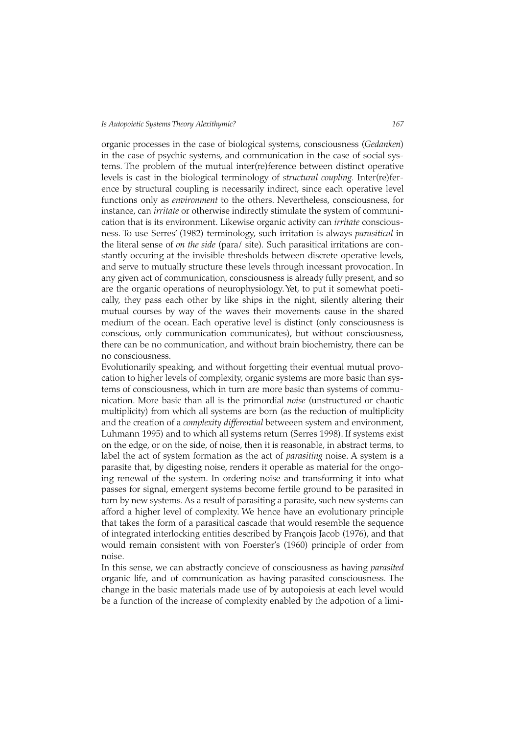organic processes in the case of biological systems, consciousness (*Gedanken*) in the case of psychic systems, and communication in the case of social systems. The problem of the mutual inter(re)ference between distinct operative levels is cast in the biological terminology of *structural coupling.* Inter(re)ference by structural coupling is necessarily indirect, since each operative level functions only as *environment* to the others. Nevertheless, consciousness, for instance, can *irritate* or otherwise indirectly stimulate the system of communication that is its environment. Likewise organic activity can *irritate* consciousness. To use Serres' (1982) terminology, such irritation is always *parasitical* in the literal sense of *on the side* (para/ site). Such parasitical irritations are constantly occuring at the invisible thresholds between discrete operative levels, and serve to mutually structure these levels through incessant provocation. In any given act of communication, consciousness is already fully present, and so are the organic operations of neurophysiology. Yet, to put it somewhat poetically, they pass each other by like ships in the night, silently altering their mutual courses by way of the waves their movements cause in the shared medium of the ocean. Each operative level is distinct (only consciousness is conscious, only communication communicates), but without consciousness, there can be no communication, and without brain biochemistry, there can be no consciousness.

Evolutionarily speaking, and without forgetting their eventual mutual provocation to higher levels of complexity, organic systems are more basic than systems of consciousness, which in turn are more basic than systems of communication. More basic than all is the primordial *noise* (unstructured or chaotic multiplicity) from which all systems are born (as the reduction of multiplicity and the creation of a *complexity differential* betweeen system and environment, Luhmann 1995) and to which all systems return (Serres 1998). If systems exist on the edge, or on the side, of noise, then it is reasonable, in abstract terms, to label the act of system formation as the act of *parasiting* noise. A system is a parasite that, by digesting noise, renders it operable as material for the ongoing renewal of the system. In ordering noise and transforming it into what passes for signal, emergent systems become fertile ground to be parasited in turn by new systems. As a result of parasiting a parasite, such new systems can afford a higher level of complexity. We hence have an evolutionary principle that takes the form of a parasitical cascade that would resemble the sequence of integrated interlocking entities described by François Jacob (1976), and that would remain consistent with von Foerster's (1960) principle of order from noise.

In this sense, we can abstractly concieve of consciousness as having *parasited* organic life, and of communication as having parasited consciousness. The change in the basic materials made use of by autopoiesis at each level would be a function of the increase of complexity enabled by the adpotion of a limi-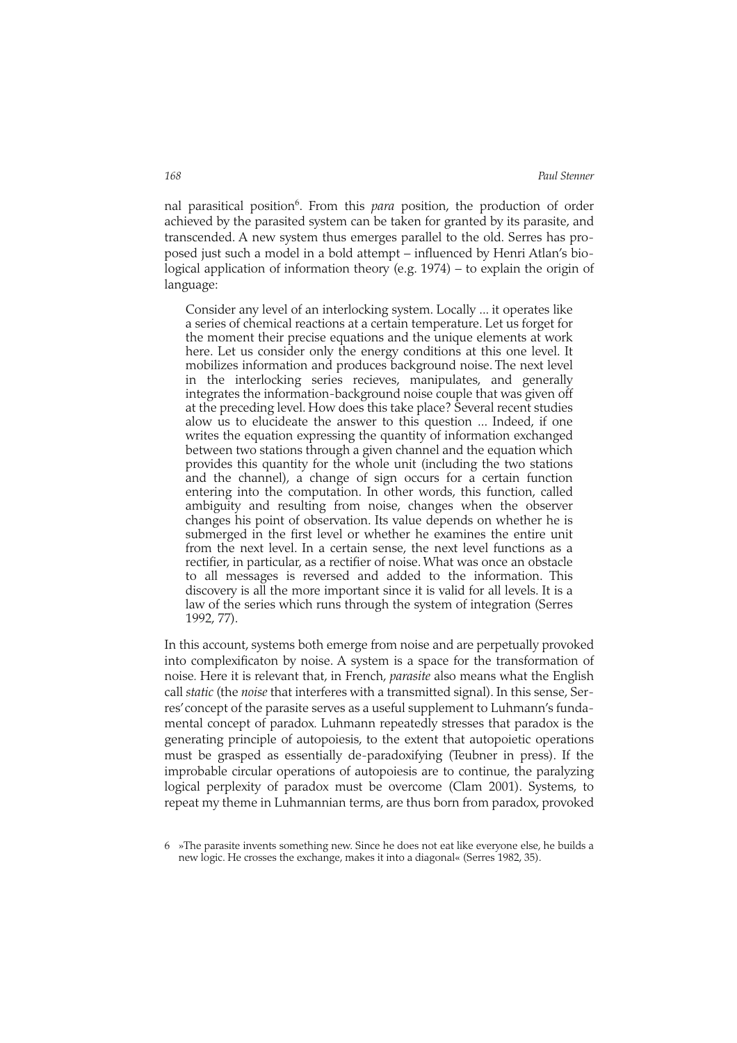nal parasitical position[6]. From this *para* position, the production of order achieved by the parasited system can be taken for granted by its parasite, and transcended. A new system thus emerges parallel to the old. Serres has proposed just such a model in a bold attempt – influenced by Henri Atlan's biological application of information theory (e.g. 1974) – to explain the origin of language:

> Consider any level of an interlocking system. Locally ... it operates like a series of chemical reactions at a certain temperature. Let us forget for the moment their precise equations and the unique elements at work here. Let us consider only the energy conditions at this one level. It mobilizes information and produces background noise. The next level in the interlocking series recieves, manipulates, and generally integrates the information-background noise couple that was given off at the preceding level. How does this take place? Several recent studies alow us to elucideate the answer to this question ... Indeed, if one writes the equation expressing the quantity of information exchanged between two stations through a given channel and the equation which provides this quantity for the whole unit (including the two stations and the channel), a change of sign occurs for a certain function entering into the computation. In other words, this function, called ambiguity and resulting from noise, changes when the observer changes his point of observation. Its value depends on whether he is submerged in the first level or whether he examines the entire unit from the next level. In a certain sense, the next level functions as a rectifier, in particular, as a rectifier of noise. What was once an obstacle to all messages is reversed and added to the information. This discovery is all the more important since it is valid for all levels. It is a law of the series which runs through the system of integration (Serres 1992, 77).

In this account, systems both emerge from noise and are perpetually provoked into complexificaton by noise. A system is a space for the transformation of noise. Here it is relevant that, in French, *parasite* also means what the English call *static* (the *noise* that interferes with a transmitted signal). In this sense, Serres' concept of the parasite serves as a useful supplement to Luhmann's fundamental concept of paradox. Luhmann repeatedly stresses that paradox is the generating principle of autopoiesis, to the extent that autopoietic operations must be grasped as essentially de-paradoxifying (Teubner in press). If the improbable circular operations of autopoiesis are to continue, the paralyzing logical perplexity of paradox must be overcome (Clam 2001). Systems, to repeat my theme in Luhmannian terms, are thus born from paradox, provoked

6 »The parasite invents something new. Since he does not eat like everyone else, he builds a new logic. He crosses the exchange, makes it into a diagonal« (Serres 1982, 35).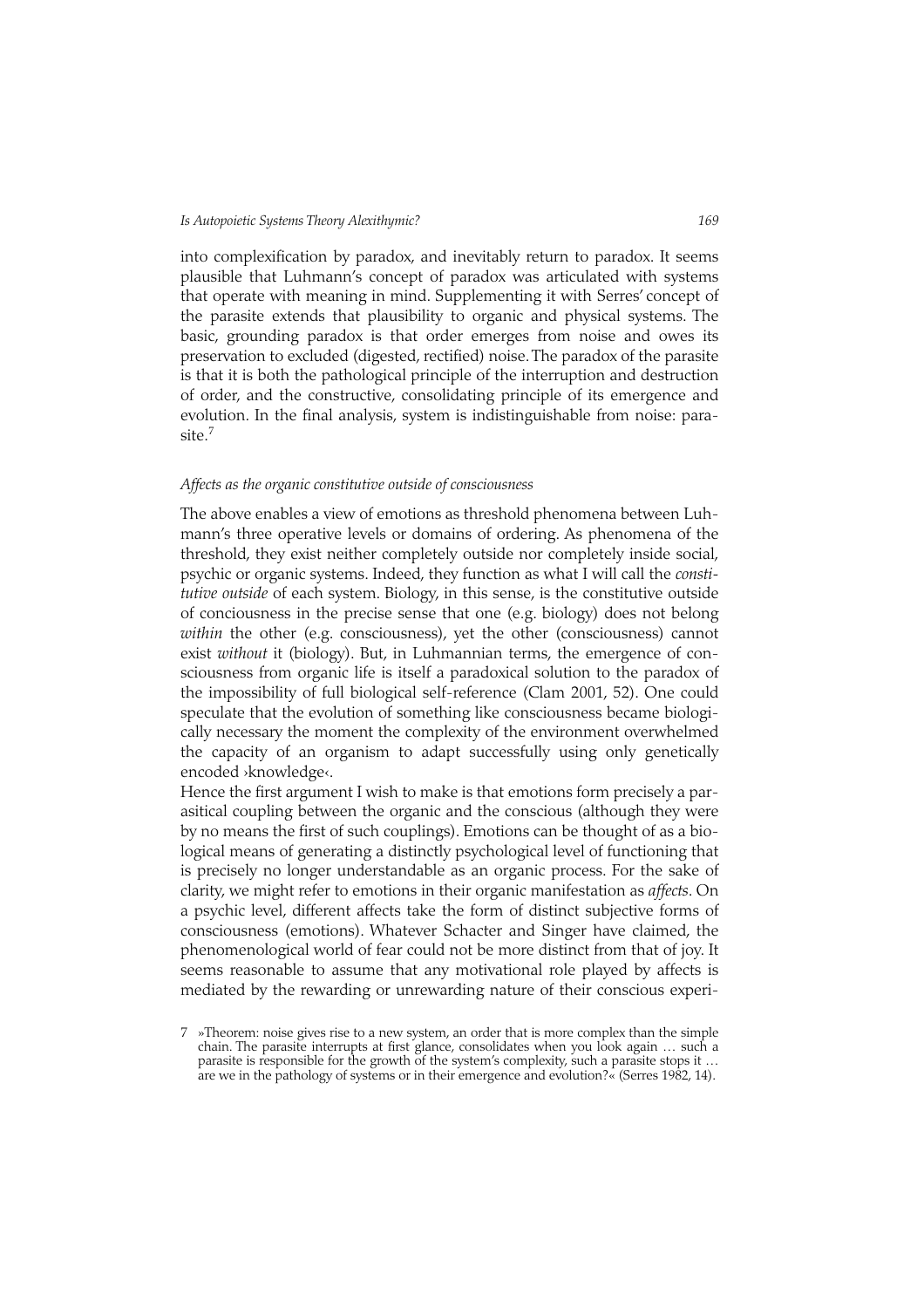into complexification by paradox, and inevitably return to paradox. It seems plausible that Luhmann's concept of paradox was articulated with systems that operate with meaning in mind. Supplementing it with Serres' concept of the parasite extends that plausibility to organic and physical systems. The basic, grounding paradox is that order emerges from noise and owes its preservation to excluded (digested, rectified) noise. The paradox of the parasite is that it is both the pathological principle of the interruption and destruction of order, and the constructive, consolidating principle of its emergence and evolution. In the final analysis, system is indistinguishable from noise: parasite.[7]

### *Affects as the organic constitutive outside of consciousness*

The above enables a view of emotions as threshold phenomena between Luhmann's three operative levels or domains of ordering. As phenomena of the threshold, they exist neither completely outside nor completely inside social, psychic or organic systems. Indeed, they function as what I will call the *constitutive outside* of each system. Biology, in this sense, is the constitutive outside of conciousness in the precise sense that one (e.g. biology) does not belong *within* the other (e.g. consciousness), yet the other (consciousness) cannot exist *without* it (biology). But, in Luhmannian terms, the emergence of consciousness from organic life is itself a paradoxical solution to the paradox of the impossibility of full biological self-reference (Clam 2001, 52). One could speculate that the evolution of something like consciousness became biologically necessary the moment the complexity of the environment overwhelmed the capacity of an organism to adapt successfully using only genetically encoded ›knowledge‹.

Hence the first argument I wish to make is that emotions form precisely a parasitical coupling between the organic and the conscious (although they were by no means the first of such couplings). Emotions can be thought of as a biological means of generating a distinctly psychological level of functioning that is precisely no longer understandable as an organic process. For the sake of clarity, we might refer to emotions in their organic manifestation as *affects*. On a psychic level, different affects take the form of distinct subjective forms of consciousness (emotions). Whatever Schacter and Singer have claimed, the phenomenological world of fear could not be more distinct from that of joy. It seems reasonable to assume that any motivational role played by affects is mediated by the rewarding or unrewarding nature of their conscious experi-

---

[7] »Theorem: noise gives rise to a new system, an order that is more complex than the simple chain. The parasite interrupts at first glance, consolidates when you look again … such a parasite is responsible for the growth of the system's complexity, such a parasite stops it … are we in the pathology of systems or in their emergence and evolution?« (Serres 1982, 14).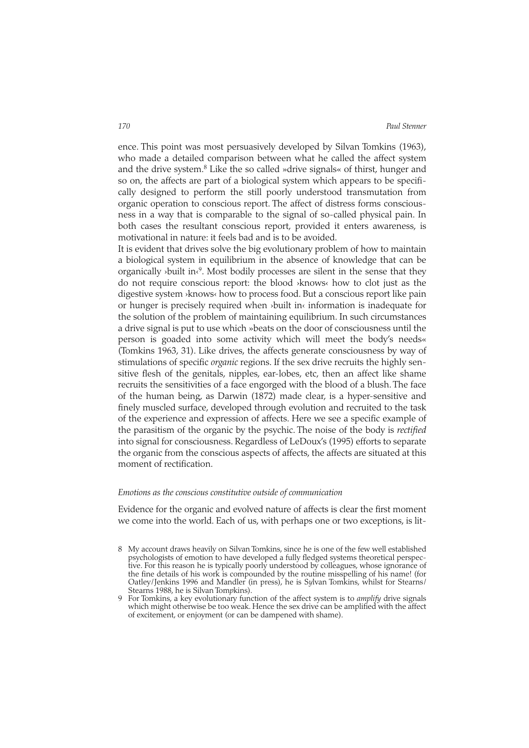ence. This point was most persuasively developed by Silvan Tomkins (1963), who made a detailed comparison between what he called the affect system and the drive system.[8] Like the so called »drive signals« of thirst, hunger and so on, the affects are part of a biological system which appears to be specifically designed to perform the still poorly understood transmutation from organic operation to conscious report. The affect of distress forms consciousness in a way that is comparable to the signal of so-called physical pain. In both cases the resultant conscious report, provided it enters awareness, is motivational in nature: it feels bad and is to be avoided.

It is evident that drives solve the big evolutionary problem of how to maintain a biological system in equilibrium in the absence of knowledge that can be organically ›built in‹[9]. Most bodily processes are silent in the sense that they do not require conscious report: the blood ›knows‹ how to clot just as the digestive system ›knows‹ how to process food. But a conscious report like pain or hunger is precisely required when ›built in‹ information is inadequate for the solution of the problem of maintaining equilibrium. In such circumstances a drive signal is put to use which »beats on the door of consciousness until the person is goaded into some activity which will meet the body's needs« (Tomkins 1963, 31). Like drives, the affects generate consciousness by way of stimulations of specific *organic* regions. If the sex drive recruits the highly sensitive flesh of the genitals, nipples, ear-lobes, etc, then an affect like shame recruits the sensitivities of a face engorged with the blood of a blush. The face of the human being, as Darwin (1872) made clear, is a hyper-sensitive and finely muscled surface, developed through evolution and recruited to the task of the experience and expression of affects. Here we see a specific example of the parasitism of the organic by the psychic. The noise of the body is *rectified* into signal for consciousness. Regardless of LeDoux's (1995) efforts to separate the organic from the conscious aspects of affects, the affects are situated at this moment of rectification.

### *Emotions as the conscious constitutive outside of communication*

Evidence for the organic and evolved nature of affects is clear the first moment we come into the world. Each of us, with perhaps one or two exceptions, is lit-

---

8 My account draws heavily on Silvan Tomkins, since he is one of the few well established psychologists of emotion to have developed a fully fledged systems theoretical perspective. For this reason he is typically poorly understood by colleagues, whose ignorance of the fine details of his work is compounded by the routine misspelling of his name! (for Oatley/Jenkins 1996 and Mandler (in press), he is S*y*lvan Tomkins, whilst for Stearns/Stearns 1988, he is Silvan Tom*p*kins).

9 For Tomkins, a key evolutionary function of the affect system is to *amplify* drive signals which might otherwise be too weak. Hence the sex drive can be amplified with the affect of excitement, or enjoyment (or can be dampened with shame).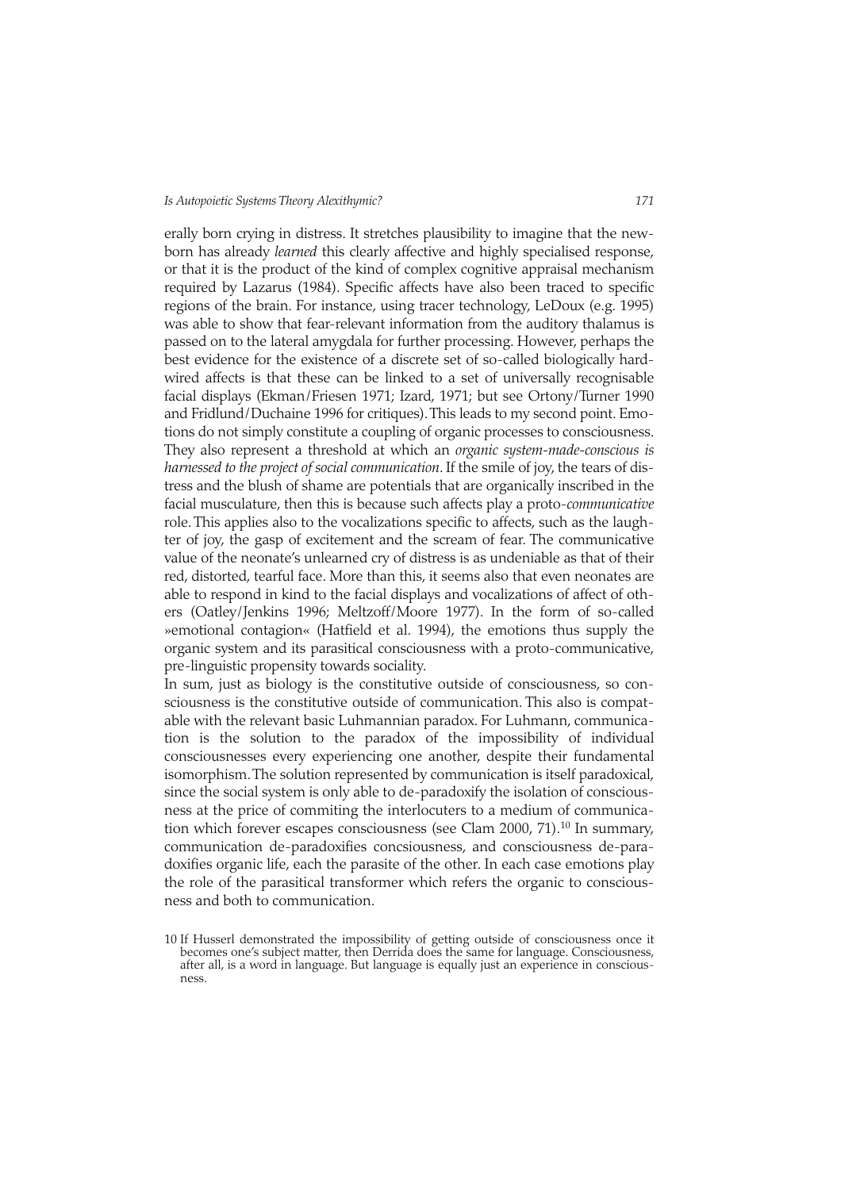erally born crying in distress. It stretches plausibility to imagine that the newborn has already *learned* this clearly affective and highly specialised response, or that it is the product of the kind of complex cognitive appraisal mechanism required by Lazarus (1984). Specific affects have also been traced to specific regions of the brain. For instance, using tracer technology, LeDoux (e.g. 1995) was able to show that fear-relevant information from the auditory thalamus is passed on to the lateral amygdala for further processing. However, perhaps the best evidence for the existence of a discrete set of so-called biologically hardwired affects is that these can be linked to a set of universally recognisable facial displays (Ekman/Friesen 1971; Izard, 1971; but see Ortony/Turner 1990 and Fridlund/Duchaine 1996 for critiques). This leads to my second point. Emotions do not simply constitute a coupling of organic processes to consciousness. They also represent a threshold at which an *organic system-made-conscious is harnessed to the project of social communication*. If the smile of joy, the tears of distress and the blush of shame are potentials that are organically inscribed in the facial musculature, then this is because such affects play a proto-*communicative* role. This applies also to the vocalizations specific to affects, such as the laughter of joy, the gasp of excitement and the scream of fear. The communicative value of the neonate's unlearned cry of distress is as undeniable as that of their red, distorted, tearful face. More than this, it seems also that even neonates are able to respond in kind to the facial displays and vocalizations of affect of others (Oatley/Jenkins 1996; Meltzoff/Moore 1977). In the form of so-called »emotional contagion« (Hatfield et al. 1994), the emotions thus supply the organic system and its parasitical consciousness with a proto-communicative, pre-linguistic propensity towards sociality.

In sum, just as biology is the constitutive outside of consciousness, so consciousness is the constitutive outside of communication. This also is compatable with the relevant basic Luhmannian paradox. For Luhmann, communication is the solution to the paradox of the impossibility of individual consciousnesses every experiencing one another, despite their fundamental isomorphism. The solution represented by communication is itself paradoxical, since the social system is only able to de-paradoxify the isolation of consciousness at the price of commiting the interlocuters to a medium of communication which forever escapes consciousness (see Clam 2000, 71).[10] In summary, communication de-paradoxifies concsiousness, and consciousness de-paradoxifies organic life, each the parasite of the other. In each case emotions play the role of the parasitical transformer which refers the organic to consciousness and both to communication.

10 If Husserl demonstrated the impossibility of getting outside of consciousness once it becomes one's subject matter, then Derrida does the same for language. Consciousness, after all, is a word in language. But language is equally just an experience in consciousness.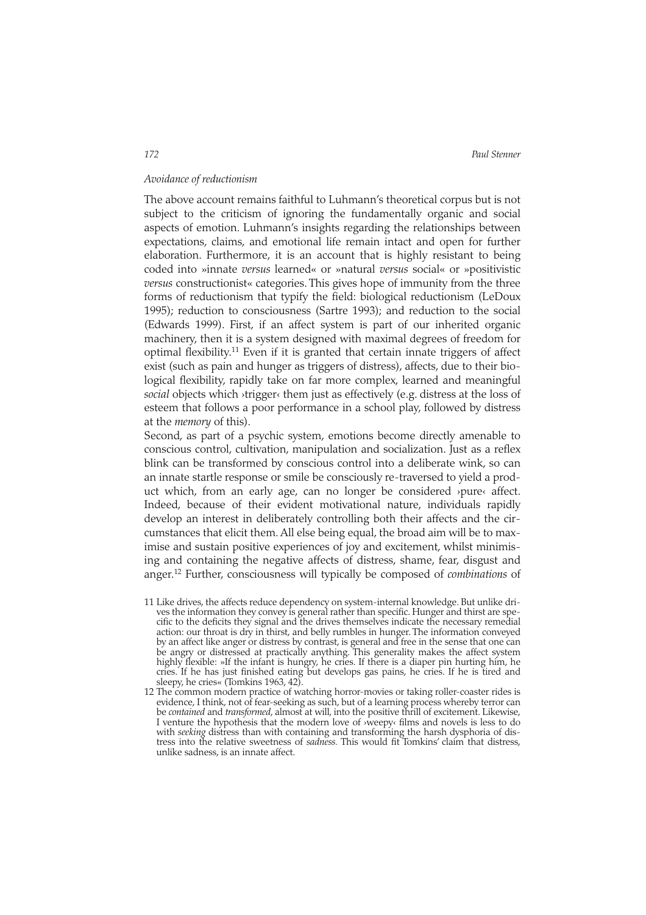*Avoidance of reductionism*

The above account remains faithful to Luhmann's theoretical corpus but is not subject to the criticism of ignoring the fundamentally organic and social aspects of emotion. Luhmann's insights regarding the relationships between expectations, claims, and emotional life remain intact and open for further elaboration. Furthermore, it is an account that is highly resistant to being coded into »innate *versus* learned« or »natural *versus* social« or »positivistic *versus* constructionist« categories. This gives hope of immunity from the three forms of reductionism that typify the field: biological reductionism (LeDoux 1995); reduction to consciousness (Sartre 1993); and reduction to the social (Edwards 1999). First, if an affect system is part of our inherited organic machinery, then it is a system designed with maximal degrees of freedom for optimal flexibility.[11] Even if it is granted that certain innate triggers of affect exist (such as pain and hunger as triggers of distress), affects, due to their biological flexibility, rapidly take on far more complex, learned and meaningful *social* objects which ›trigger‹ them just as effectively (e.g. distress at the loss of esteem that follows a poor performance in a school play, followed by distress at the *memory* of this).

Second, as part of a psychic system, emotions become directly amenable to conscious control, cultivation, manipulation and socialization. Just as a reflex blink can be transformed by conscious control into a deliberate wink, so can an innate startle response or smile be consciously re-traversed to yield a product which, from an early age, can no longer be considered ›pure‹ affect. Indeed, because of their evident motivational nature, individuals rapidly develop an interest in deliberately controlling both their affects and the circumstances that elicit them. All else being equal, the broad aim will be to maximise and sustain positive experiences of joy and excitement, whilst minimising and containing the negative affects of distress, shame, fear, disgust and anger.[12] Further, consciousness will typically be composed of *combinations* of

11 Like drives, the affects reduce dependency on system-internal knowledge. But unlike drives the information they convey is general rather than specific. Hunger and thirst are specific to the deficits they signal and the drives themselves indicate the necessary remedial action: our throat is dry in thirst, and belly rumbles in hunger. The information conveyed by an affect like anger or distress by contrast, is general and free in the sense that one can be angry or distressed at practically anything. This generality makes the affect system highly flexible: »If the infant is hungry, he cries. If there is a diaper pin hurting him, he cries. If he has just finished eating but develops gas pains, he cries. If he is tired and sleepy, he cries« (Tomkins 1963, 42).

12 The common modern practice of watching horror-movies or taking roller-coaster rides is evidence, I think, not of fear-seeking as such, but of a learning process whereby terror can be *contained* and *transformed*, almost at will, into the positive thrill of excitement. Likewise, I venture the hypothesis that the modern love of ›weepy‹ films and novels is less to do with *seeking* distress than with containing and transforming the harsh dysphoria of distress into the relative sweetness of *sadness*. This would fit Tomkins' claim that distress, unlike sadness, is an innate affect.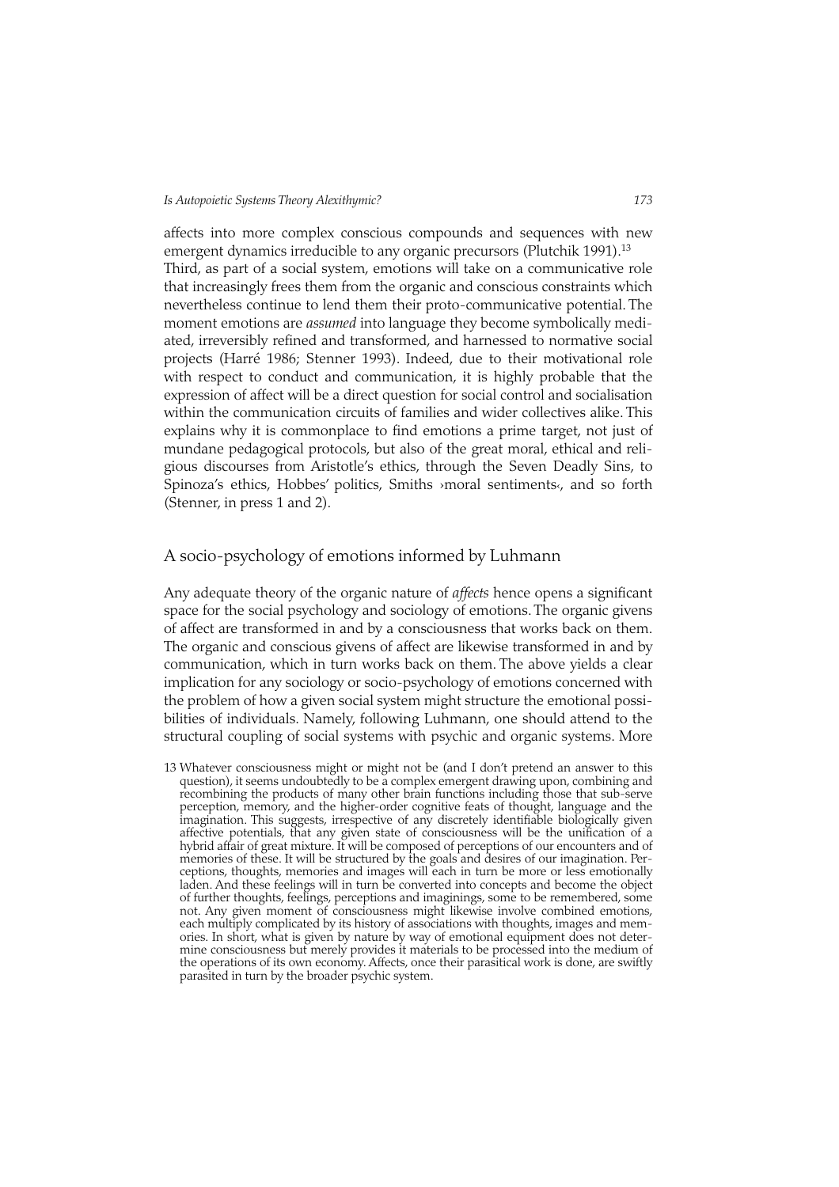affects into more complex conscious compounds and sequences with new emergent dynamics irreducible to any organic precursors (Plutchik 1991).[13]

Third, as part of a social system, emotions will take on a communicative role that increasingly frees them from the organic and conscious constraints which nevertheless continue to lend them their proto-communicative potential. The moment emotions are *assumed* into language they become symbolically mediated, irreversibly refined and transformed, and harnessed to normative social projects (Harré 1986; Stenner 1993). Indeed, due to their motivational role with respect to conduct and communication, it is highly probable that the expression of affect will be a direct question for social control and socialisation within the communication circuits of families and wider collectives alike. This explains why it is commonplace to find emotions a prime target, not just of mundane pedagogical protocols, but also of the great moral, ethical and religious discourses from Aristotle's ethics, through the Seven Deadly Sins, to Spinoza's ethics, Hobbes' politics, Smiths ›moral sentiments‹, and so forth (Stenner, in press 1 and 2).

## A socio-psychology of emotions informed by Luhmann

Any adequate theory of the organic nature of *affects* hence opens a significant space for the social psychology and sociology of emotions. The organic givens of affect are transformed in and by a consciousness that works back on them. The organic and conscious givens of affect are likewise transformed in and by communication, which in turn works back on them. The above yields a clear implication for any sociology or socio-psychology of emotions concerned with the problem of how a given social system might structure the emotional possibilities of individuals. Namely, following Luhmann, one should attend to the structural coupling of social systems with psychic and organic systems. More

13 Whatever consciousness might or might not be (and I don't pretend an answer to this question), it seems undoubtedly to be a complex emergent drawing upon, combining and recombining the products of many other brain functions including those that sub-serve perception, memory, and the higher-order cognitive feats of thought, language and the imagination. This suggests, irrespective of any discretely identifiable biologically given affective potentials, that any given state of consciousness will be the unification of a hybrid affair of great mixture. It will be composed of perceptions of our encounters and of memories of these. It will be structured by the goals and desires of our imagination. Perceptions, thoughts, memories and images will each in turn be more or less emotionally laden. And these feelings will in turn be converted into concepts and become the object of further thoughts, feelings, perceptions and imaginings, some to be remembered, some not. Any given moment of consciousness might likewise involve combined emotions, each multiply complicated by its history of associations with thoughts, images and memories. In short, what is given by nature by way of emotional equipment does not determine consciousness but merely provides it materials to be processed into the medium of the operations of its own economy. Affects, once their parasitical work is done, are swiftly parasited in turn by the broader psychic system.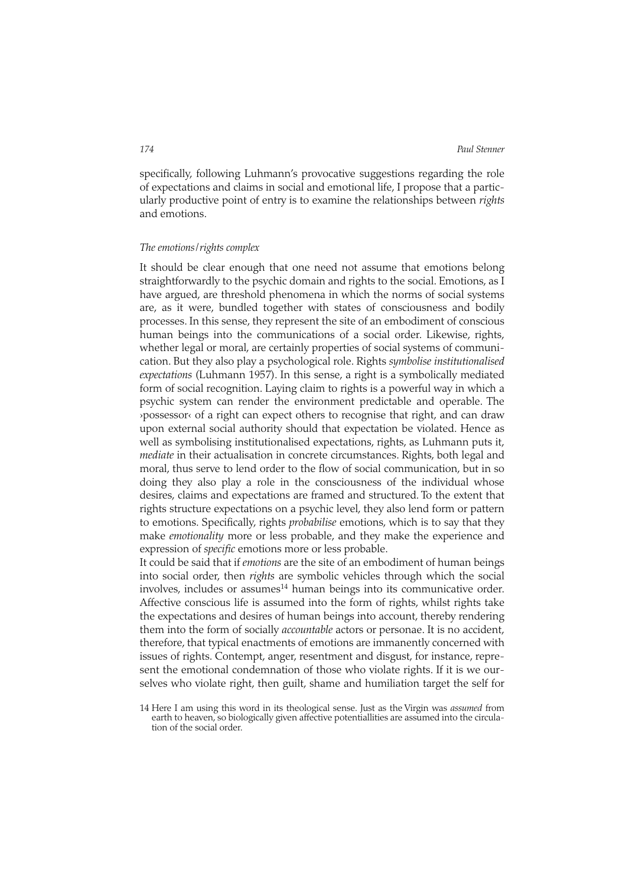specifically, following Luhmann's provocative suggestions regarding the role of expectations and claims in social and emotional life, I propose that a particularly productive point of entry is to examine the relationships between *rights* and emotions.

### *The emotions/rights complex*

It should be clear enough that one need not assume that emotions belong straightforwardly to the psychic domain and rights to the social. Emotions, as I have argued, are threshold phenomena in which the norms of social systems are, as it were, bundled together with states of consciousness and bodily processes. In this sense, they represent the site of an embodiment of conscious human beings into the communications of a social order. Likewise, rights, whether legal or moral, are certainly properties of social systems of communication. But they also play a psychological role. Rights *symbolise institutionalised expectations* (Luhmann 1957). In this sense, a right is a symbolically mediated form of social recognition. Laying claim to rights is a powerful way in which a psychic system can render the environment predictable and operable. The ›possessor‹ of a right can expect others to recognise that right, and can draw upon external social authority should that expectation be violated. Hence as well as symbolising institutionalised expectations, rights, as Luhmann puts it, *mediate* in their actualisation in concrete circumstances. Rights, both legal and moral, thus serve to lend order to the flow of social communication, but in so doing they also play a role in the consciousness of the individual whose desires, claims and expectations are framed and structured. To the extent that rights structure expectations on a psychic level, they also lend form or pattern to emotions. Specifically, rights *probabilise* emotions, which is to say that they make *emotionality* more or less probable, and they make the experience and expression of *specific* emotions more or less probable.

It could be said that if *emotions* are the site of an embodiment of human beings into social order, then *rights* are symbolic vehicles through which the social involves, includes or assumes[14] human beings into its communicative order. Affective conscious life is assumed into the form of rights, whilst rights take the expectations and desires of human beings into account, thereby rendering them into the form of socially *accountable* actors or personae. It is no accident, therefore, that typical enactments of emotions are immanently concerned with issues of rights. Contempt, anger, resentment and disgust, for instance, represent the emotional condemnation of those who violate rights. If it is we ourselves who violate right, then guilt, shame and humiliation target the self for

14 Here I am using this word in its theological sense. Just as the Virgin was *assumed* from earth to heaven, so biologically given affective potentiallities are assumed into the circulation of the social order.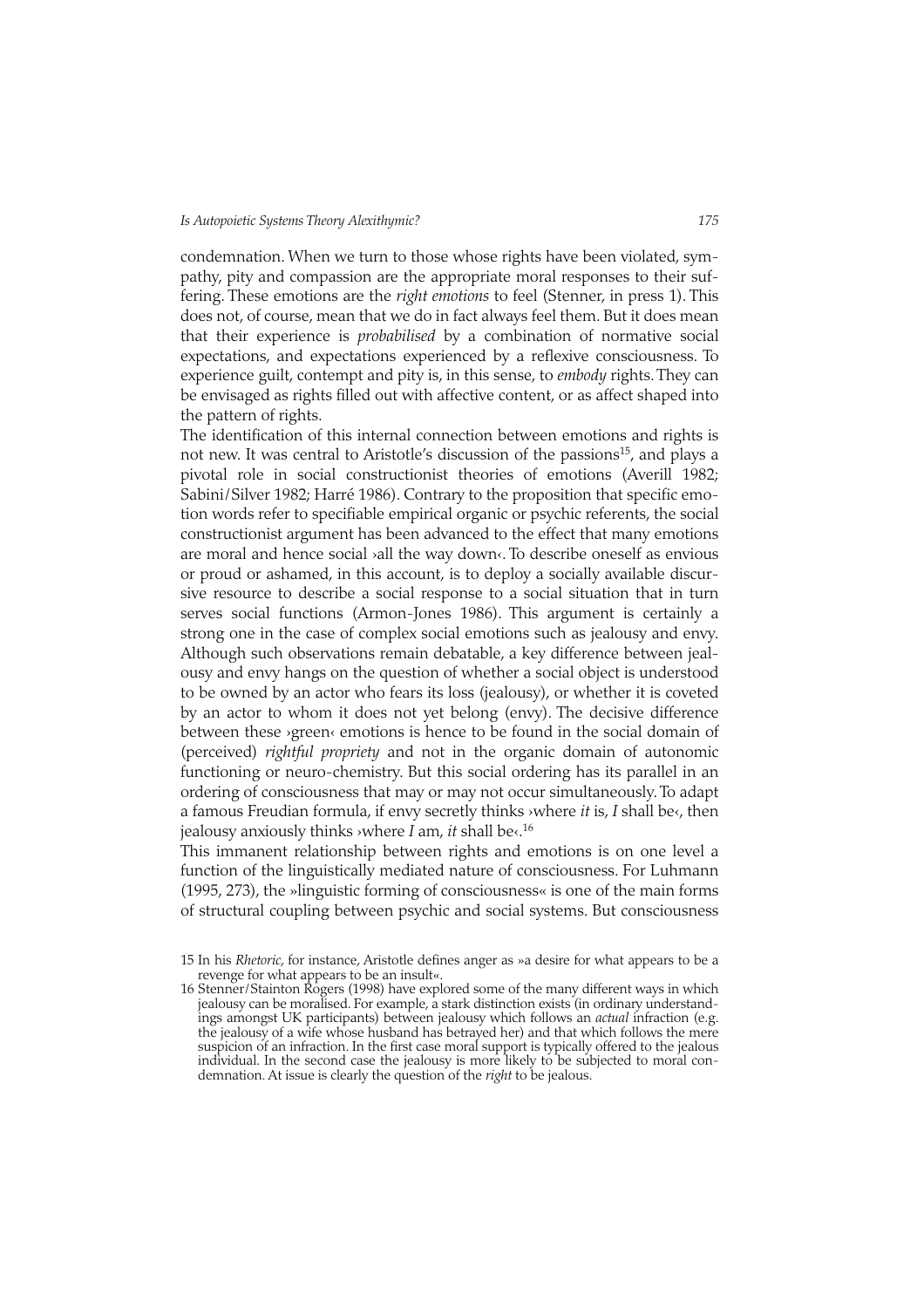condemnation. When we turn to those whose rights have been violated, sympathy, pity and compassion are the appropriate moral responses to their suffering. These emotions are the *right emotions* to feel (Stenner, in press 1). This does not, of course, mean that we do in fact always feel them. But it does mean that their experience is *probabilised* by a combination of normative social expectations, and expectations experienced by a reflexive consciousness. To experience guilt, contempt and pity is, in this sense, to *embody* rights. They can be envisaged as rights filled out with affective content, or as affect shaped into the pattern of rights.

The identification of this internal connection between emotions and rights is not new. It was central to Aristotle's discussion of the passions[15], and plays a pivotal role in social constructionist theories of emotions (Averill 1982; Sabini/Silver 1982; Harré 1986). Contrary to the proposition that specific emotion words refer to specifiable empirical organic or psychic referents, the social constructionist argument has been advanced to the effect that many emotions are moral and hence social ›all the way down‹. To describe oneself as envious or proud or ashamed, in this account, is to deploy a socially available discursive resource to describe a social response to a social situation that in turn serves social functions (Armon-Jones 1986). This argument is certainly a strong one in the case of complex social emotions such as jealousy and envy. Although such observations remain debatable, a key difference between jealousy and envy hangs on the question of whether a social object is understood to be owned by an actor who fears its loss (jealousy), or whether it is coveted by an actor to whom it does not yet belong (envy). The decisive difference between these ›green‹ emotions is hence to be found in the social domain of (perceived) *rightful propriety* and not in the organic domain of autonomic functioning or neuro-chemistry. But this social ordering has its parallel in an ordering of consciousness that may or may not occur simultaneously. To adapt a famous Freudian formula, if envy secretly thinks ›where *it* is, *I* shall be‹, then jealousy anxiously thinks ›where *I* am, *it* shall be‹.[16]

This immanent relationship between rights and emotions is on one level a function of the linguistically mediated nature of consciousness. For Luhmann (1995, 273), the »linguistic forming of consciousness« is one of the main forms of structural coupling between psychic and social systems. But consciousness

---

15 In his *Rhetoric*, for instance, Aristotle defines anger as »a desire for what appears to be a revenge for what appears to be an insult«.

16 Stenner/Stainton Rogers (1998) have explored some of the many different ways in which jealousy can be moralised. For example, a stark distinction exists (in ordinary understandings amongst UK participants) between jealousy which follows an *actual* infraction (e.g. the jealousy of a wife whose husband has betrayed her) and that which follows the mere suspicion of an infraction. In the first case moral support is typically offered to the jealous individual. In the second case the jealousy is more likely to be subjected to moral condemnation. At issue is clearly the question of the *right* to be jealous.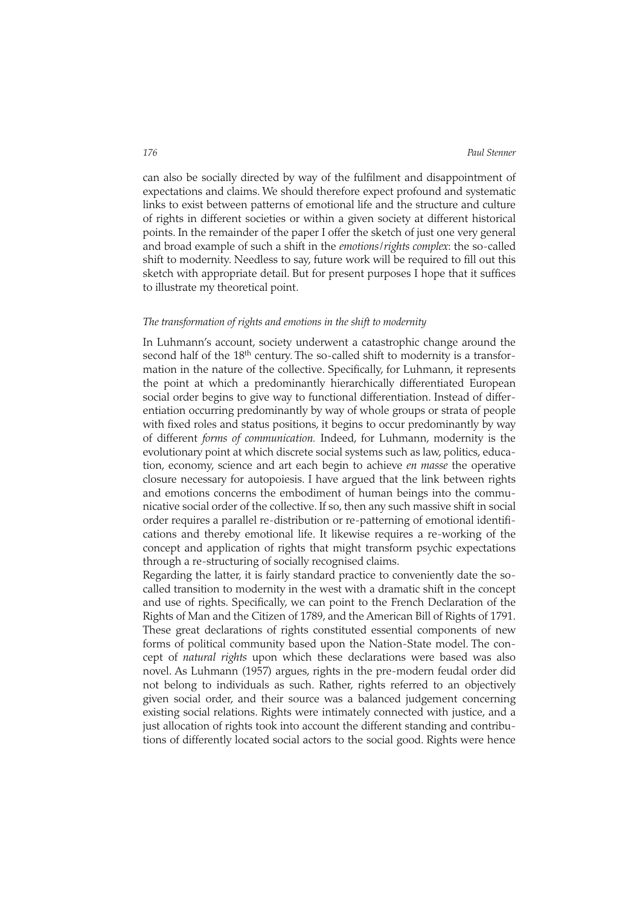can also be socially directed by way of the fulfilment and disappointment of expectations and claims. We should therefore expect profound and systematic links to exist between patterns of emotional life and the structure and culture of rights in different societies or within a given society at different historical points. In the remainder of the paper I offer the sketch of just one very general and broad example of such a shift in the *emotions/rights complex*: the so-called shift to modernity. Needless to say, future work will be required to fill out this sketch with appropriate detail. But for present purposes I hope that it suffices to illustrate my theoretical point.

### *The transformation of rights and emotions in the shift to modernity*

In Luhmann's account, society underwent a catastrophic change around the second half of the 18th century. The so-called shift to modernity is a transformation in the nature of the collective. Specifically, for Luhmann, it represents the point at which a predominantly hierarchically differentiated European social order begins to give way to functional differentiation. Instead of differentiation occurring predominantly by way of whole groups or strata of people with fixed roles and status positions, it begins to occur predominantly by way of different *forms of communication.* Indeed, for Luhmann, modernity is the evolutionary point at which discrete social systems such as law, politics, education, economy, science and art each begin to achieve *en masse* the operative closure necessary for autopoiesis. I have argued that the link between rights and emotions concerns the embodiment of human beings into the communicative social order of the collective. If so, then any such massive shift in social order requires a parallel re-distribution or re-patterning of emotional identifications and thereby emotional life. It likewise requires a re-working of the concept and application of rights that might transform psychic expectations through a re-structuring of socially recognised claims.

Regarding the latter, it is fairly standard practice to conveniently date the so-called transition to modernity in the west with a dramatic shift in the concept and use of rights. Specifically, we can point to the French Declaration of the Rights of Man and the Citizen of 1789, and the American Bill of Rights of 1791. These great declarations of rights constituted essential components of new forms of political community based upon the Nation-State model. The concept of *natural rights* upon which these declarations were based was also novel. As Luhmann (1957) argues, rights in the pre-modern feudal order did not belong to individuals as such. Rather, rights referred to an objectively given social order, and their source was a balanced judgement concerning existing social relations. Rights were intimately connected with justice, and a just allocation of rights took into account the different standing and contributions of differently located social actors to the social good. Rights were hence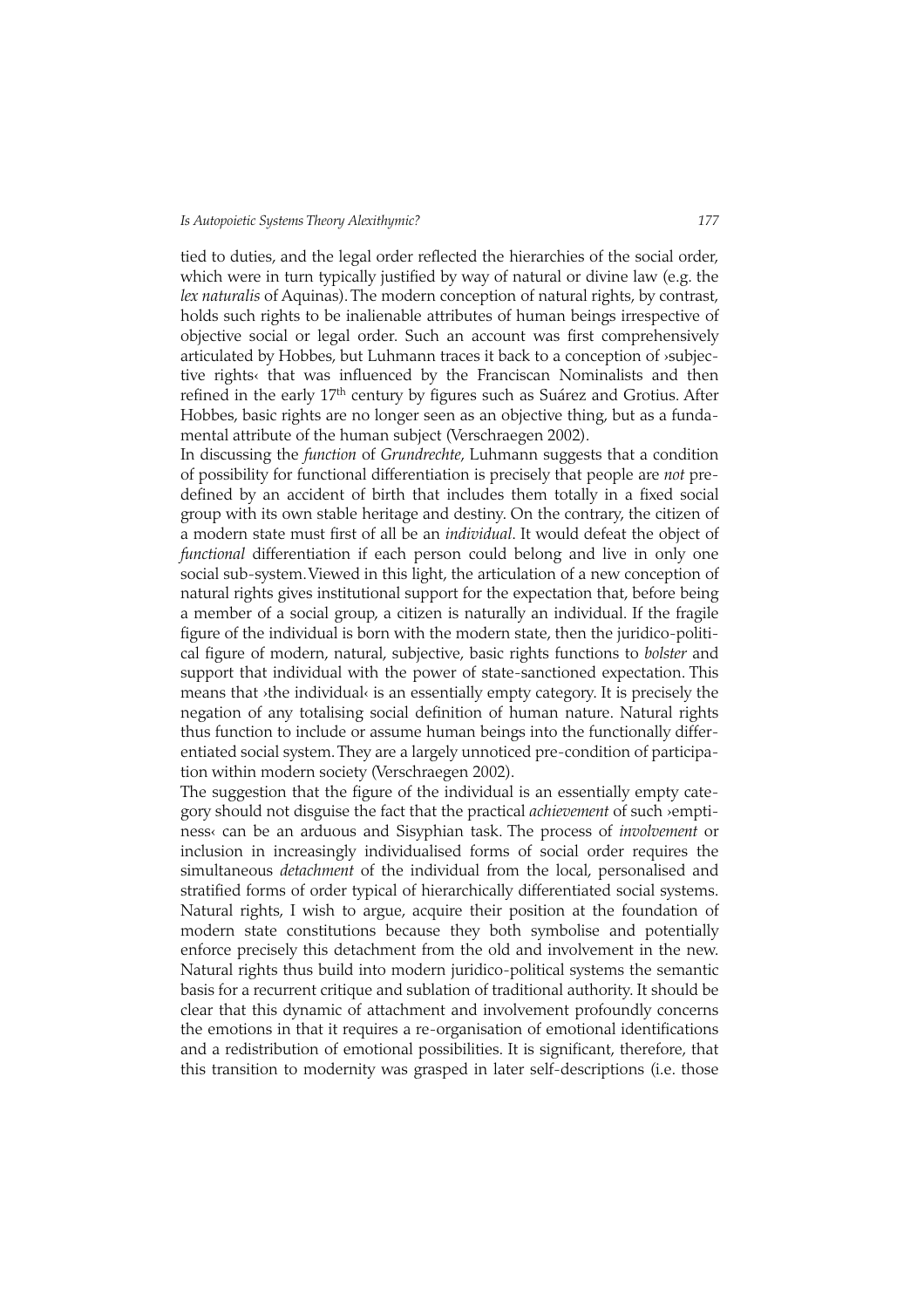tied to duties, and the legal order reflected the hierarchies of the social order, which were in turn typically justified by way of natural or divine law (e.g. the *lex naturalis* of Aquinas). The modern conception of natural rights, by contrast, holds such rights to be inalienable attributes of human beings irrespective of objective social or legal order. Such an account was first comprehensively articulated by Hobbes, but Luhmann traces it back to a conception of ›subjective rights‹ that was influenced by the Franciscan Nominalists and then refined in the early 17th century by figures such as Suárez and Grotius. After Hobbes, basic rights are no longer seen as an objective thing, but as a fundamental attribute of the human subject (Verschraegen 2002).

In discussing the *function* of *Grundrechte*, Luhmann suggests that a condition of possibility for functional differentiation is precisely that people are *not* predefined by an accident of birth that includes them totally in a fixed social group with its own stable heritage and destiny. On the contrary, the citizen of a modern state must first of all be an *individual*. It would defeat the object of *functional* differentiation if each person could belong and live in only one social sub-system. Viewed in this light, the articulation of a new conception of natural rights gives institutional support for the expectation that, before being a member of a social group, a citizen is naturally an individual. If the fragile figure of the individual is born with the modern state, then the juridico-political figure of modern, natural, subjective, basic rights functions to *bolster* and support that individual with the power of state-sanctioned expectation. This means that ›the individual‹ is an essentially empty category. It is precisely the negation of any totalising social definition of human nature. Natural rights thus function to include or assume human beings into the functionally differentiated social system. They are a largely unnoticed pre-condition of participation within modern society (Verschraegen 2002).

The suggestion that the figure of the individual is an essentially empty category should not disguise the fact that the practical *achievement* of such ›emptiness‹ can be an arduous and Sisyphian task. The process of *involvement* or inclusion in increasingly individualised forms of social order requires the simultaneous *detachment* of the individual from the local, personalised and stratified forms of order typical of hierarchically differentiated social systems. Natural rights, I wish to argue, acquire their position at the foundation of modern state constitutions because they both symbolise and potentially enforce precisely this detachment from the old and involvement in the new. Natural rights thus build into modern juridico-political systems the semantic basis for a recurrent critique and sublation of traditional authority. It should be clear that this dynamic of attachment and involvement profoundly concerns the emotions in that it requires a re-organisation of emotional identifications and a redistribution of emotional possibilities. It is significant, therefore, that this transition to modernity was grasped in later self-descriptions (i.e. those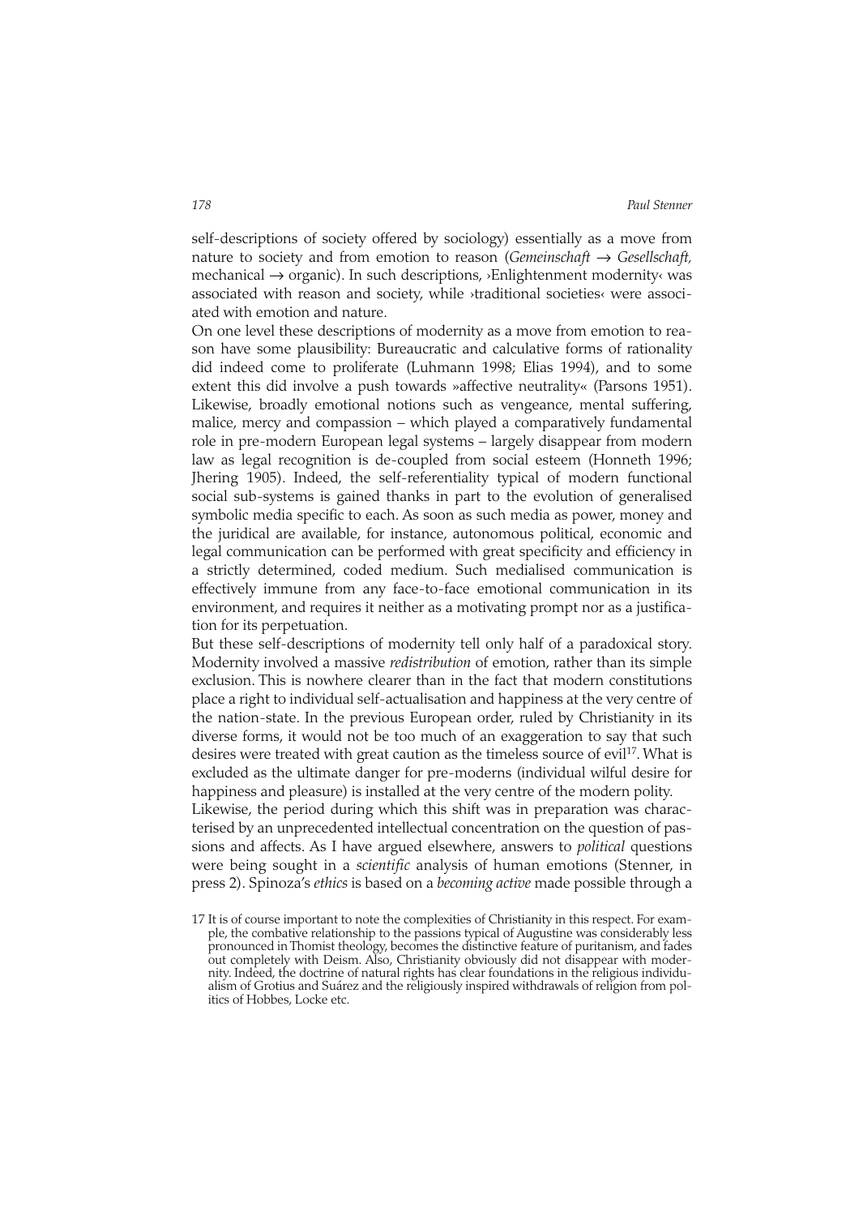self-descriptions of society offered by sociology) essentially as a move from nature to society and from emotion to reason (*Gemeinschaft* → *Gesellschaft*, mechanical → organic). In such descriptions, ›Enlightenment modernity‹ was associated with reason and society, while ›traditional societies‹ were associated with emotion and nature.

On one level these descriptions of modernity as a move from emotion to reason have some plausibility: Bureaucratic and calculative forms of rationality did indeed come to proliferate (Luhmann 1998; Elias 1994), and to some extent this did involve a push towards »affective neutrality« (Parsons 1951). Likewise, broadly emotional notions such as vengeance, mental suffering, malice, mercy and compassion – which played a comparatively fundamental role in pre-modern European legal systems – largely disappear from modern law as legal recognition is de-coupled from social esteem (Honneth 1996; Jhering 1905). Indeed, the self-referentiality typical of modern functional social sub-systems is gained thanks in part to the evolution of generalised symbolic media specific to each. As soon as such media as power, money and the juridical are available, for instance, autonomous political, economic and legal communication can be performed with great specificity and efficiency in a strictly determined, coded medium. Such medialised communication is effectively immune from any face-to-face emotional communication in its environment, and requires it neither as a motivating prompt nor as a justification for its perpetuation.

But these self-descriptions of modernity tell only half of a paradoxical story. Modernity involved a massive *redistribution* of emotion, rather than its simple exclusion. This is nowhere clearer than in the fact that modern constitutions place a right to individual self-actualisation and happiness at the very centre of the nation-state. In the previous European order, ruled by Christianity in its diverse forms, it would not be too much of an exaggeration to say that such desires were treated with great caution as the timeless source of evil[17]. What is excluded as the ultimate danger for pre-moderns (individual wilful desire for happiness and pleasure) is installed at the very centre of the modern polity.

Likewise, the period during which this shift was in preparation was characterised by an unprecedented intellectual concentration on the question of passions and affects. As I have argued elsewhere, answers to *political* questions were being sought in a *scientific* analysis of human emotions (Stenner, in press 2). Spinoza's *ethics* is based on a *becoming active* made possible through a

17 It is of course important to note the complexities of Christianity in this respect. For example, the combative relationship to the passions typical of Augustine was considerably less pronounced in Thomist theology, becomes the distinctive feature of puritanism, and fades out completely with Deism. Also, Christianity obviously did not disappear with modernity. Indeed, the doctrine of natural rights has clear foundations in the religious individualism of Grotius and Suárez and the religiously inspired withdrawals of religion from politics of Hobbes, Locke etc.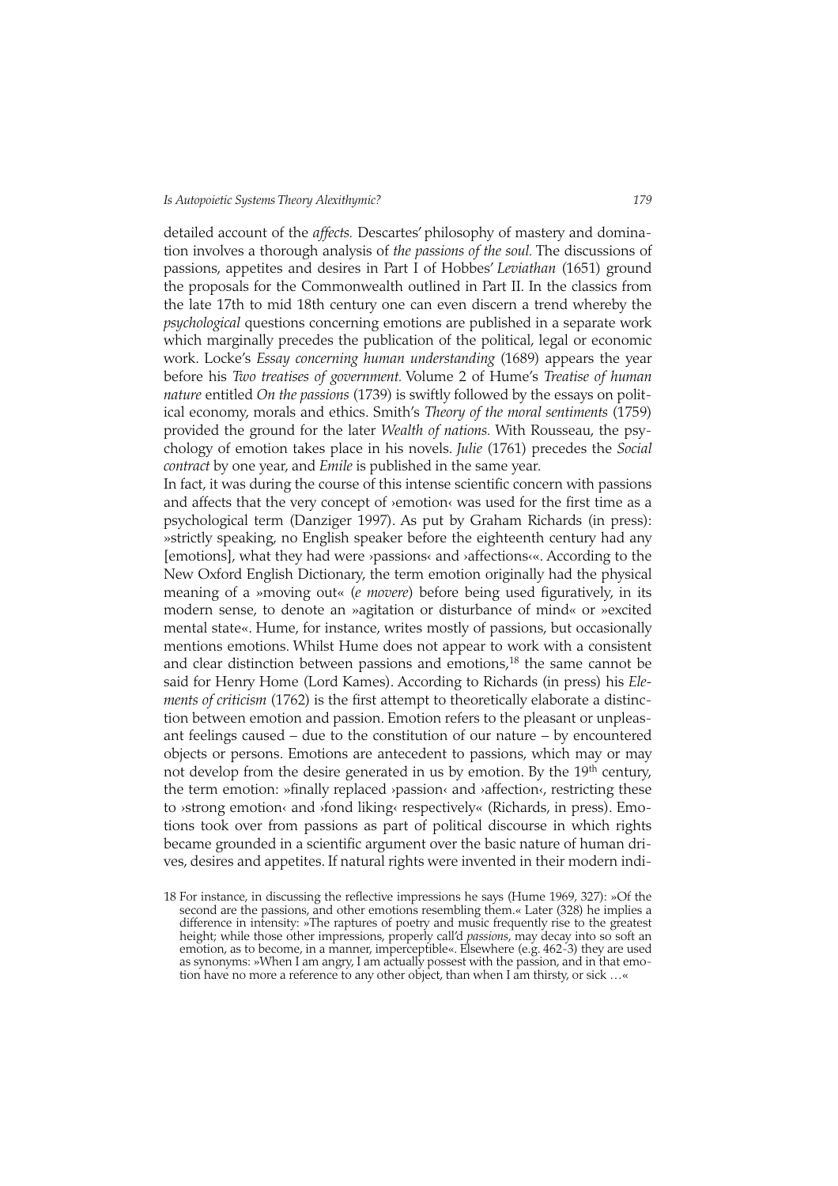detailed account of the *affects.* Descartes' philosophy of mastery and domination involves a thorough analysis of *the passions of the soul.* The discussions of passions, appetites and desires in Part I of Hobbes' *Leviathan* (1651) ground the proposals for the Commonwealth outlined in Part II. In the classics from the late 17th to mid 18th century one can even discern a trend whereby the *psychological* questions concerning emotions are published in a separate work which marginally precedes the publication of the political, legal or economic work. Locke's *Essay concerning human understanding* (1689) appears the year before his *Two treatises of government.* Volume 2 of Hume's *Treatise of human nature* entitled *On the passions* (1739) is swiftly followed by the essays on political economy, morals and ethics. Smith's *Theory of the moral sentiments* (1759) provided the ground for the later *Wealth of nations.* With Rousseau, the psychology of emotion takes place in his novels. *Julie* (1761) precedes the *Social contract* by one year, and *Emile* is published in the same year.

In fact, it was during the course of this intense scientific concern with passions and affects that the very concept of ›emotion‹ was used for the first time as a psychological term (Danziger 1997). As put by Graham Richards (in press): »strictly speaking, no English speaker before the eighteenth century had any [emotions], what they had were ›passions‹ and ›affections‹«. According to the New Oxford English Dictionary, the term emotion originally had the physical meaning of a »moving out« (*e movere*) before being used figuratively, in its modern sense, to denote an »agitation or disturbance of mind« or »excited mental state«. Hume, for instance, writes mostly of passions, but occasionally mentions emotions. Whilst Hume does not appear to work with a consistent and clear distinction between passions and emotions,[18] the same cannot be said for Henry Home (Lord Kames). According to Richards (in press) his *Elements of criticism* (1762) is the first attempt to theoretically elaborate a distinction between emotion and passion. Emotion refers to the pleasant or unpleasant feelings caused – due to the constitution of our nature – by encountered objects or persons. Emotions are antecedent to passions, which may or may not develop from the desire generated in us by emotion. By the 19th century, the term emotion: »finally replaced ›passion‹ and ›affection‹, restricting these to ›strong emotion‹ and ›fond liking‹ respectively« (Richards, in press). Emotions took over from passions as part of political discourse in which rights became grounded in a scientific argument over the basic nature of human drives, desires and appetites. If natural rights were invented in their modern indi-

18 For instance, in discussing the reflective impressions he says (Hume 1969, 327): »Of the second are the passions, and other emotions resembling them.« Later (328) he implies a difference in intensity: »The raptures of poetry and music frequently rise to the greatest height; while those other impressions, properly call'd *passions*, may decay into so soft an emotion, as to become, in a manner, imperceptible«. Elsewhere (e.g. 462-3) they are used as synonyms: »When I am angry, I am actually possest with the passion, and in that emotion have no more a reference to any other object, than when I am thirsty, or sick …«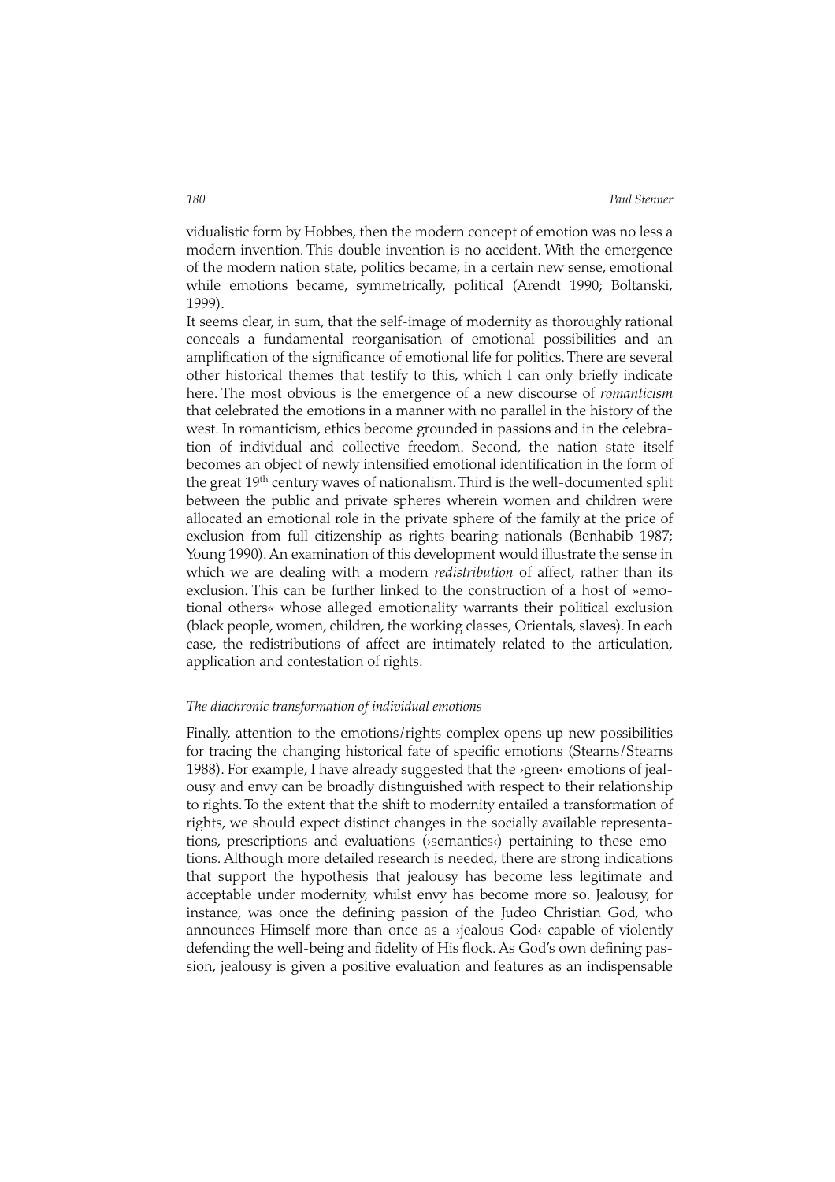vidualistic form by Hobbes, then the modern concept of emotion was no less a modern invention. This double invention is no accident. With the emergence of the modern nation state, politics became, in a certain new sense, emotional while emotions became, symmetrically, political (Arendt 1990; Boltanski, 1999).

It seems clear, in sum, that the self-image of modernity as thoroughly rational conceals a fundamental reorganisation of emotional possibilities and an amplification of the significance of emotional life for politics. There are several other historical themes that testify to this, which I can only briefly indicate here. The most obvious is the emergence of a new discourse of *romanticism* that celebrated the emotions in a manner with no parallel in the history of the west. In romanticism, ethics become grounded in passions and in the celebration of individual and collective freedom. Second, the nation state itself becomes an object of newly intensified emotional identification in the form of the great 19th century waves of nationalism. Third is the well-documented split between the public and private spheres wherein women and children were allocated an emotional role in the private sphere of the family at the price of exclusion from full citizenship as rights-bearing nationals (Benhabib 1987; Young 1990). An examination of this development would illustrate the sense in which we are dealing with a modern *redistribution* of affect, rather than its exclusion. This can be further linked to the construction of a host of »emotional others« whose alleged emotionality warrants their political exclusion (black people, women, children, the working classes, Orientals, slaves). In each case, the redistributions of affect are intimately related to the articulation, application and contestation of rights.

### *The diachronic transformation of individual emotions*

Finally, attention to the emotions/rights complex opens up new possibilities for tracing the changing historical fate of specific emotions (Stearns/Stearns 1988). For example, I have already suggested that the ›green‹ emotions of jealousy and envy can be broadly distinguished with respect to their relationship to rights. To the extent that the shift to modernity entailed a transformation of rights, we should expect distinct changes in the socially available representations, prescriptions and evaluations (›semantics‹) pertaining to these emotions. Although more detailed research is needed, there are strong indications that support the hypothesis that jealousy has become less legitimate and acceptable under modernity, whilst envy has become more so. Jealousy, for instance, was once the defining passion of the Judeo Christian God, who announces Himself more than once as a ›jealous God‹ capable of violently defending the well-being and fidelity of His flock. As God's own defining passion, jealousy is given a positive evaluation and features as an indispensable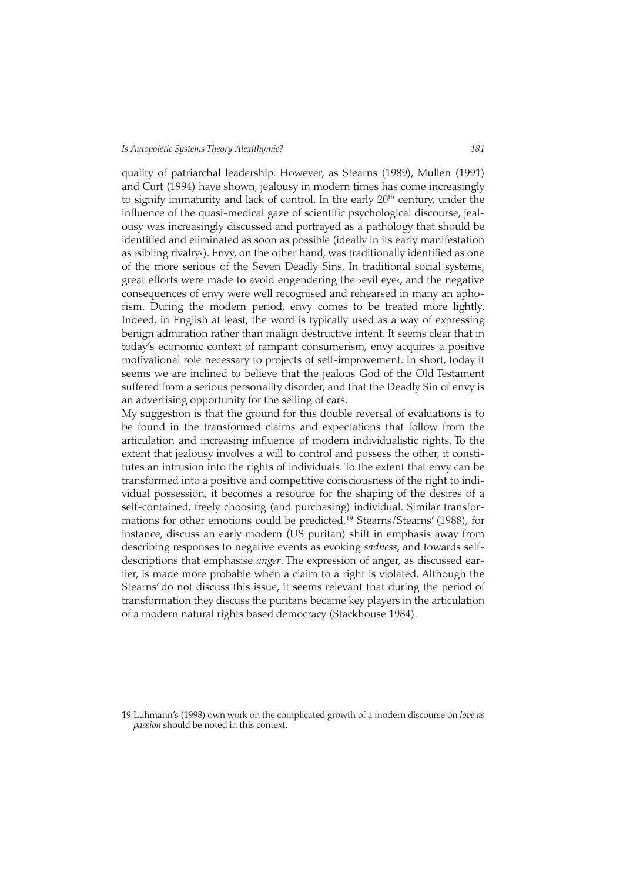quality of patriarchal leadership. However, as Stearns (1989), Mullen (1991) and Curt (1994) have shown, jealousy in modern times has come increasingly to signify immaturity and lack of control. In the early 20th century, under the influence of the quasi-medical gaze of scientific psychological discourse, jealousy was increasingly discussed and portrayed as a pathology that should be identified and eliminated as soon as possible (ideally in its early manifestation as ›sibling rivalry‹). Envy, on the other hand, was traditionally identified as one of the more serious of the Seven Deadly Sins. In traditional social systems, great efforts were made to avoid engendering the ›evil eye‹, and the negative consequences of envy were well recognised and rehearsed in many an aphorism. During the modern period, envy comes to be treated more lightly. Indeed, in English at least, the word is typically used as a way of expressing benign admiration rather than malign destructive intent. It seems clear that in today's economic context of rampant consumerism, envy acquires a positive motivational role necessary to projects of self-improvement. In short, today it seems we are inclined to believe that the jealous God of the Old Testament suffered from a serious personality disorder, and that the Deadly Sin of envy is an advertising opportunity for the selling of cars.

My suggestion is that the ground for this double reversal of evaluations is to be found in the transformed claims and expectations that follow from the articulation and increasing influence of modern individualistic rights. To the extent that jealousy involves a will to control and possess the other, it constitutes an intrusion into the rights of individuals. To the extent that envy can be transformed into a positive and competitive consciousness of the right to individual possession, it becomes a resource for the shaping of the desires of a self-contained, freely choosing (and purchasing) individual. Similar transformations for other emotions could be predicted.[19] Stearns/Stearns' (1988), for instance, discuss an early modern (US puritan) shift in emphasis away from describing responses to negative events as evoking *sadness*, and towards self-descriptions that emphasise *anger*. The expression of anger, as discussed earlier, is made more probable when a claim to a right is violated. Although the Stearns' do not discuss this issue, it seems relevant that during the period of transformation they discuss the puritans became key players in the articulation of a modern natural rights based democracy (Stackhouse 1984).

19 Luhmann's (1998) own work on the complicated growth of a modern discourse on *love as passion* should be noted in this context.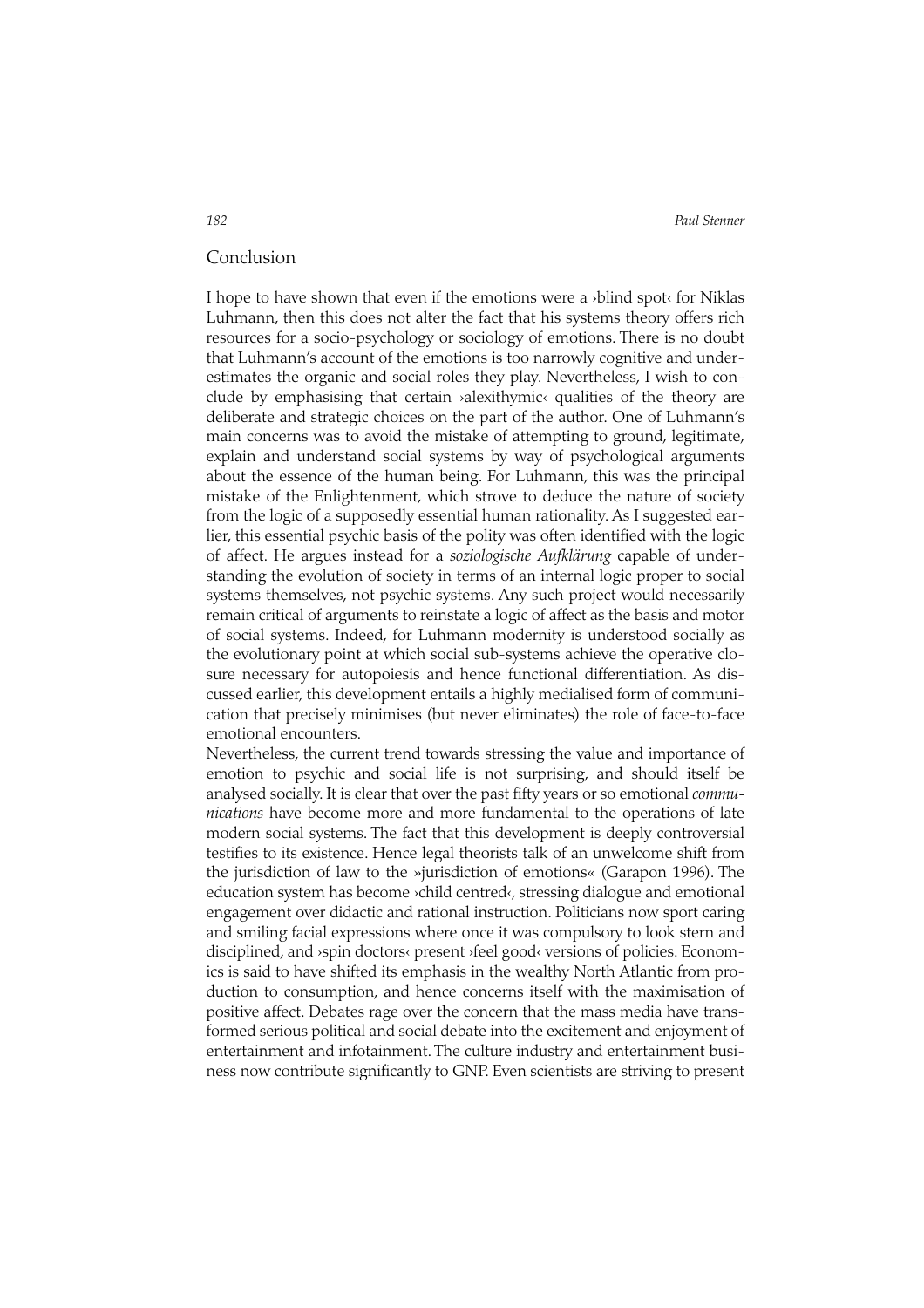## Conclusion

I hope to have shown that even if the emotions were a ›blind spot‹ for Niklas Luhmann, then this does not alter the fact that his systems theory offers rich resources for a socio-psychology or sociology of emotions. There is no doubt that Luhmann's account of the emotions is too narrowly cognitive and underestimates the organic and social roles they play. Nevertheless, I wish to conclude by emphasising that certain ›alexithymic‹ qualities of the theory are deliberate and strategic choices on the part of the author. One of Luhmann's main concerns was to avoid the mistake of attempting to ground, legitimate, explain and understand social systems by way of psychological arguments about the essence of the human being. For Luhmann, this was the principal mistake of the Enlightenment, which strove to deduce the nature of society from the logic of a supposedly essential human rationality. As I suggested earlier, this essential psychic basis of the polity was often identified with the logic of affect. He argues instead for a *soziologische Aufklärung* capable of understanding the evolution of society in terms of an internal logic proper to social systems themselves, not psychic systems. Any such project would necessarily remain critical of arguments to reinstate a logic of affect as the basis and motor of social systems. Indeed, for Luhmann modernity is understood socially as the evolutionary point at which social sub-systems achieve the operative closure necessary for autopoiesis and hence functional differentiation. As discussed earlier, this development entails a highly medialised form of communication that precisely minimises (but never eliminates) the role of face-to-face emotional encounters.

Nevertheless, the current trend towards stressing the value and importance of emotion to psychic and social life is not surprising, and should itself be analysed socially. It is clear that over the past fifty years or so emotional *communications* have become more and more fundamental to the operations of late modern social systems. The fact that this development is deeply controversial testifies to its existence. Hence legal theorists talk of an unwelcome shift from the jurisdiction of law to the »jurisdiction of emotions« (Garapon 1996). The education system has become ›child centred‹, stressing dialogue and emotional engagement over didactic and rational instruction. Politicians now sport caring and smiling facial expressions where once it was compulsory to look stern and disciplined, and ›spin doctors‹ present ›feel good‹ versions of policies. Economics is said to have shifted its emphasis in the wealthy North Atlantic from production to consumption, and hence concerns itself with the maximisation of positive affect. Debates rage over the concern that the mass media have transformed serious political and social debate into the excitement and enjoyment of entertainment and infotainment. The culture industry and entertainment business now contribute significantly to GNP. Even scientists are striving to present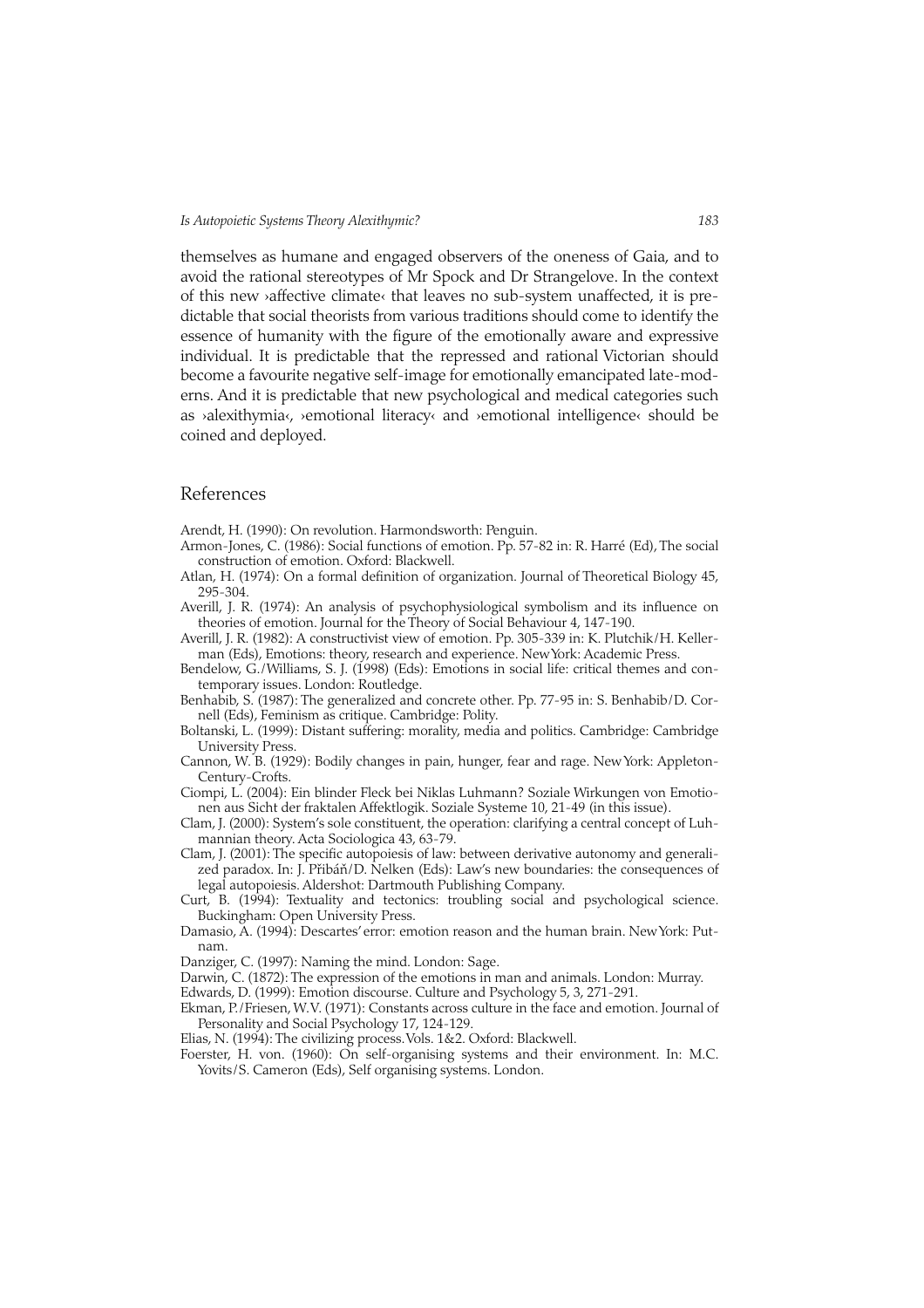themselves as humane and engaged observers of the oneness of Gaia, and to avoid the rational stereotypes of Mr Spock and Dr Strangelove. In the context of this new ›affective climate‹ that leaves no sub-system unaffected, it is predictable that social theorists from various traditions should come to identify the essence of humanity with the figure of the emotionally aware and expressive individual. It is predictable that the repressed and rational Victorian should become a favourite negative self-image for emotionally emancipated late-moderns. And it is predictable that new psychological and medical categories such as ›alexithymia‹, ›emotional literacy‹ and ›emotional intelligence‹ should be coined and deployed.

## References

Arendt, H. (1990): On revolution. Harmondsworth: Penguin.

Armon-Jones, C. (1986): Social functions of emotion. Pp. 57-82 in: R. Harré (Ed), The social construction of emotion. Oxford: Blackwell.

Atlan, H. (1974): On a formal definition of organization. Journal of Theoretical Biology 45, 295-304.

Averill, J. R. (1974): An analysis of psychophysiological symbolism and its influence on theories of emotion. Journal for the Theory of Social Behaviour 4, 147-190.

Averill, J. R. (1982): A constructivist view of emotion. Pp. 305-339 in: K. Plutchik/H. Kellerman (Eds), Emotions: theory, research and experience. New York: Academic Press.

Bendelow, G./Williams, S. J. (1998) (Eds): Emotions in social life: critical themes and contemporary issues. London: Routledge.

Benhabib, S. (1987): The generalized and concrete other. Pp. 77-95 in: S. Benhabib/D. Cornell (Eds), Feminism as critique. Cambridge: Polity.

Boltanski, L. (1999): Distant suffering: morality, media and politics. Cambridge: Cambridge University Press.

Cannon, W. B. (1929): Bodily changes in pain, hunger, fear and rage. New York: Appleton-Century-Crofts.

Ciompi, L. (2004): Ein blinder Fleck bei Niklas Luhmann? Soziale Wirkungen von Emotionen aus Sicht der fraktalen Affektlogik. Soziale Systeme 10, 21-49 (in this issue).

Clam, J. (2000): System's sole constituent, the operation: clarifying a central concept of Luhmannian theory. Acta Sociologica 43, 63-79.

Clam, J. (2001): The specific autopoiesis of law: between derivative autonomy and generalized paradox. In: J. Přibáň/D. Nelken (Eds): Law's new boundaries: the consequences of legal autopoiesis. Aldershot: Dartmouth Publishing Company.

Curt, B. (1994): Textuality and tectonics: troubling social and psychological science. Buckingham: Open University Press.

Damasio, A. (1994): Descartes' error: emotion reason and the human brain. New York: Putnam.

Danziger, C. (1997): Naming the mind. London: Sage.

Darwin, C. (1872): The expression of the emotions in man and animals. London: Murray.

Edwards, D. (1999): Emotion discourse. Culture and Psychology 5, 3, 271-291.

Ekman, P./Friesen, W.V. (1971): Constants across culture in the face and emotion. Journal of Personality and Social Psychology 17, 124-129.

Elias, N. (1994): The civilizing process. Vols. 1&2. Oxford: Blackwell.

Foerster, H. von. (1960): On self-organising systems and their environment. In: M.C. Yovits/S. Cameron (Eds), Self organising systems. London.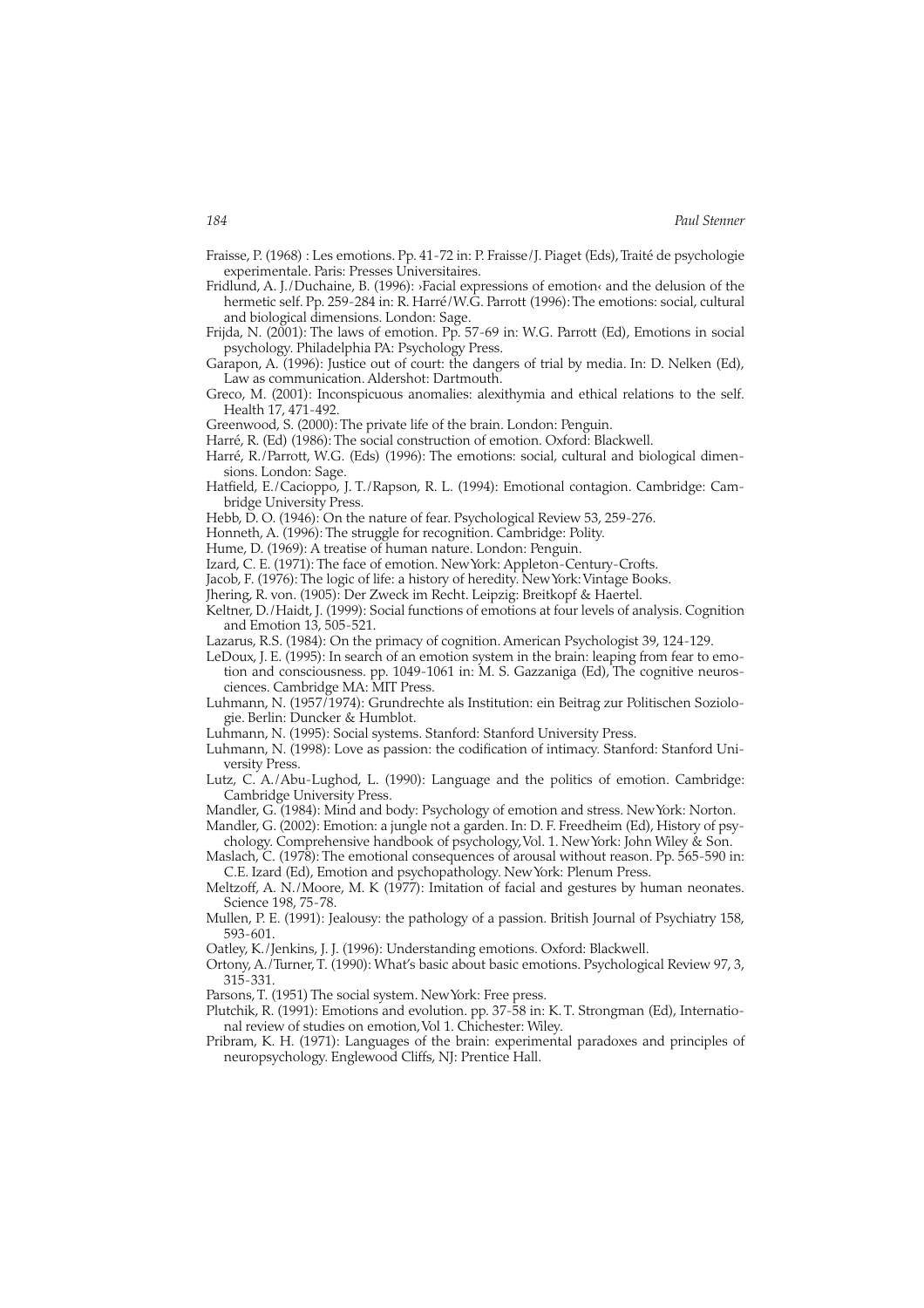Fraisse, P. (1968) : Les emotions. Pp. 41-72 in: P. Fraisse/J. Piaget (Eds), Traité de psychologie experimentale. Paris: Presses Universitaires.

Fridlund, A. J./Duchaine, B. (1996): ›Facial expressions of emotion‹ and the delusion of the hermetic self. Pp. 259-284 in: R. Harré/W.G. Parrott (1996): The emotions: social, cultural and biological dimensions. London: Sage.

Frijda, N. (2001): The laws of emotion. Pp. 57-69 in: W.G. Parrott (Ed), Emotions in social psychology. Philadelphia PA: Psychology Press.

Garapon, A. (1996): Justice out of court: the dangers of trial by media. In: D. Nelken (Ed), Law as communication. Aldershot: Dartmouth.

Greco, M. (2001): Inconspicuous anomalies: alexithymia and ethical relations to the self. Health 17, 471-492.

Greenwood, S. (2000): The private life of the brain. London: Penguin.

Harré, R. (Ed) (1986): The social construction of emotion. Oxford: Blackwell.

Harré, R./Parrott, W.G. (Eds) (1996): The emotions: social, cultural and biological dimensions. London: Sage.

Hatfield, E./Cacioppo, J. T./Rapson, R. L. (1994): Emotional contagion. Cambridge: Cambridge University Press.

Hebb, D. O. (1946): On the nature of fear. Psychological Review 53, 259-276.

Honneth, A. (1996): The struggle for recognition. Cambridge: Polity.

Hume, D. (1969): A treatise of human nature. London: Penguin.

Izard, C. E. (1971): The face of emotion. New York: Appleton-Century-Crofts.

Jacob, F. (1976): The logic of life: a history of heredity. New York: Vintage Books.

Jhering, R. von. (1905): Der Zweck im Recht. Leipzig: Breitkopf & Haertel.

Keltner, D./Haidt, J. (1999): Social functions of emotions at four levels of analysis. Cognition and Emotion 13, 505-521.

Lazarus, R.S. (1984): On the primacy of cognition. American Psychologist 39, 124-129.

LeDoux, J. E. (1995): In search of an emotion system in the brain: leaping from fear to emotion and consciousness. pp. 1049-1061 in: M. S. Gazzaniga (Ed), The cognitive neurosciences. Cambridge MA: MIT Press.

Luhmann, N. (1957/1974): Grundrechte als Institution: ein Beitrag zur Politischen Soziologie. Berlin: Duncker & Humblot.

Luhmann, N. (1995): Social systems. Stanford: Stanford University Press.

Luhmann, N. (1998): Love as passion: the codification of intimacy. Stanford: Stanford University Press.

Lutz, C. A./Abu-Lughod, L. (1990): Language and the politics of emotion. Cambridge: Cambridge University Press.

Mandler, G. (1984): Mind and body: Psychology of emotion and stress. New York: Norton.

Mandler, G. (2002): Emotion: a jungle not a garden. In: D. F. Freedheim (Ed), History of psychology. Comprehensive handbook of psychology, Vol. 1. New York: John Wiley & Son.

Maslach, C. (1978): The emotional consequences of arousal without reason. Pp. 565-590 in: C.E. Izard (Ed), Emotion and psychopathology. New York: Plenum Press.

Meltzoff, A. N./Moore, M. K (1977): Imitation of facial and gestures by human neonates. Science 198, 75-78.

Mullen, P. E. (1991): Jealousy: the pathology of a passion. British Journal of Psychiatry 158, 593-601.

Oatley, K./Jenkins, J. J. (1996): Understanding emotions. Oxford: Blackwell.

Ortony, A./Turner, T. (1990): What's basic about basic emotions. Psychological Review 97, 3, 315-331.

Parsons, T. (1951) The social system. New York: Free press.

Plutchik, R. (1991): Emotions and evolution. pp. 37-58 in: K. T. Strongman (Ed), International review of studies on emotion, Vol 1. Chichester: Wiley.

Pribram, K. H. (1971): Languages of the brain: experimental paradoxes and principles of neuropsychology. Englewood Cliffs, NJ: Prentice Hall.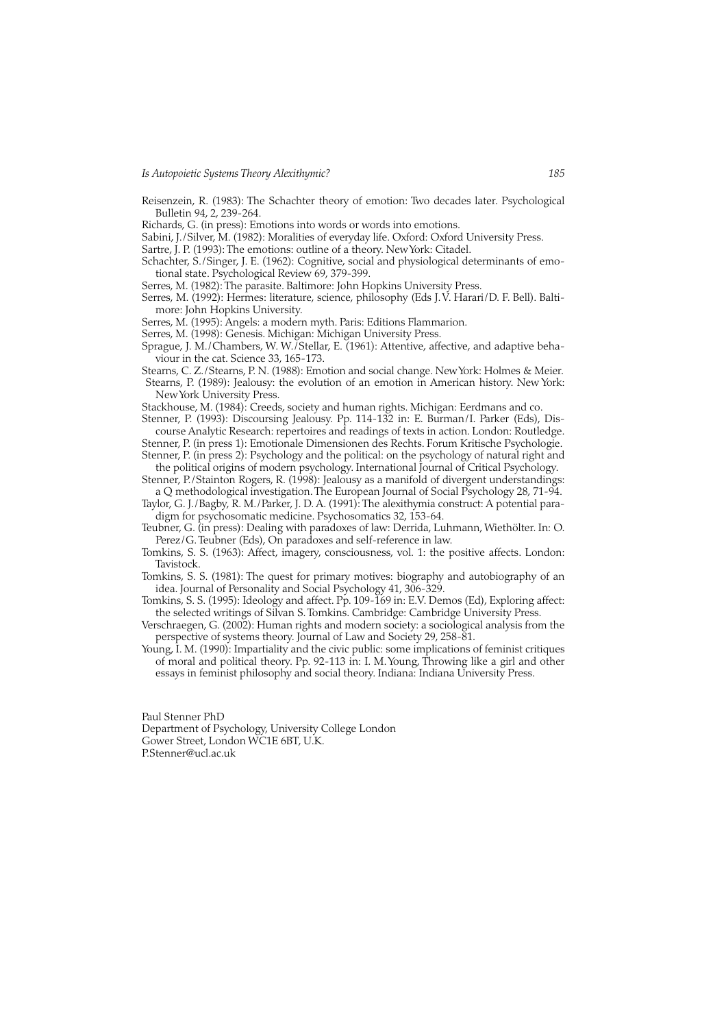Reisenzein, R. (1983): The Schachter theory of emotion: Two decades later. Psychological Bulletin 94, 2, 239-264.

Richards, G. (in press): Emotions into words or words into emotions.

Sabini, J./Silver, M. (1982): Moralities of everyday life. Oxford: Oxford University Press.

Sartre, J. P. (1993): The emotions: outline of a theory. New York: Citadel.

Schachter, S./Singer, J. E. (1962): Cognitive, social and physiological determinants of emotional state. Psychological Review 69, 379-399.

Serres, M. (1982): The parasite. Baltimore: John Hopkins University Press.

Serres, M. (1992): Hermes: literature, science, philosophy (Eds J. V. Harari/D. F. Bell). Baltimore: John Hopkins University.

Serres, M. (1995): Angels: a modern myth. Paris: Editions Flammarion.

Serres, M. (1998): Genesis. Michigan: Michigan University Press.

Sprague, J. M./Chambers, W. W./Stellar, E. (1961): Attentive, affective, and adaptive behaviour in the cat. Science 33, 165-173.

Stearns, C. Z./Stearns, P. N. (1988): Emotion and social change. New York: Holmes & Meier.

Stearns, P. (1989): Jealousy: the evolution of an emotion in American history. New York: New York University Press.

Stackhouse, M. (1984): Creeds, society and human rights. Michigan: Eerdmans and co.

Stenner, P. (1993): Discoursing Jealousy. Pp. 114-132 in: E. Burman/I. Parker (Eds), Discourse Analytic Research: repertoires and readings of texts in action. London: Routledge.

Stenner, P. (in press 1): Emotionale Dimensionen des Rechts. Forum Kritische Psychologie.

Stenner, P. (in press 2): Psychology and the political: on the psychology of natural right and the political origins of modern psychology. International Journal of Critical Psychology.

Stenner, P./Stainton Rogers, R. (1998): Jealousy as a manifold of divergent understandings: a Q methodological investigation. The European Journal of Social Psychology 28, 71-94.

Taylor, G. J./Bagby, R. M./Parker, J. D. A. (1991): The alexithymia construct: A potential paradigm for psychosomatic medicine. Psychosomatics 32, 153-64.

Teubner, G. (in press): Dealing with paradoxes of law: Derrida, Luhmann, Wiethölter. In: O. Perez/G. Teubner (Eds), On paradoxes and self-reference in law.

Tomkins, S. S. (1963): Affect, imagery, consciousness, vol. 1: the positive affects. London: Tavistock.

Tomkins, S. S. (1981): The quest for primary motives: biography and autobiography of an idea. Journal of Personality and Social Psychology 41, 306-329.

Tomkins, S. S. (1995): Ideology and affect. Pp. 109-169 in: E.V. Demos (Ed), Exploring affect: the selected writings of Silvan S. Tomkins. Cambridge: Cambridge University Press.

Verschraegen, G. (2002): Human rights and modern society: a sociological analysis from the perspective of systems theory. Journal of Law and Society 29, 258-81.

Young, I. M. (1990): Impartiality and the civic public: some implications of feminist critiques of moral and political theory. Pp. 92-113 in: I. M. Young, Throwing like a girl and other essays in feminist philosophy and social theory. Indiana: Indiana University Press.

Paul Stenner PhD
Department of Psychology, University College London
Gower Street, London WC1E 6BT, U.K.
P.Stenner@ucl.ac.uk